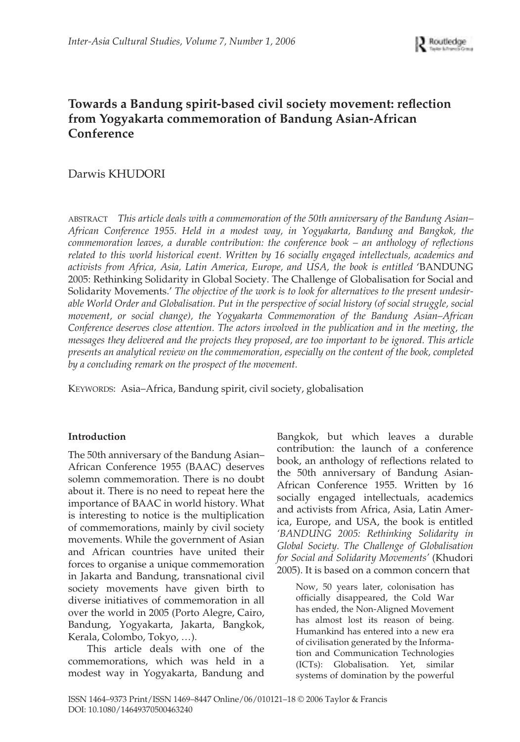# Towards a Bandung spirit-based civil society movement: reflection from Yogyakarta commemoration of Bandung Asian-African Conference

Darwis KHUDORI

ABSTRACT *This article deals with a commemoration of the 50th anniversary of the Bandung Asian–African Conference 1955. Held in a modest way, in Yogyakarta, Bandung and Bangkok, the commemoration leaves, a durable contribution: the conference book – an anthology of reflections related to this world historical event. Written by 16 socially engaged intellectuals, academics and activists from Africa, Asia, Latin America, Europe, and USA, the book is entitled* 'BANDUNG 2005: Rethinking Solidarity in Global Society. The Challenge of Globalisation for Social and Solidarity Movements.' *The objective of the work is to look for alternatives to the present undesirable World Order and Globalisation. Put in the perspective of social history (of social struggle, social movement, or social change), the Yogyakarta Commemoration of the Bandung Asian–African Conference deserves close attention. The actors involved in the publication and in the meeting, the messages they delivered and the projects they proposed, are too important to be ignored. This article presents an analytical review on the commemoration, especially on the content of the book, completed by a concluding remark on the prospect of the movement.*

KEYWORDS: Asia–Africa, Bandung spirit, civil society, globalisation

## Introduction

The 50th anniversary of the Bandung Asian–African Conference 1955 (BAAC) deserves solemn commemoration. There is no doubt about it. There is no need to repeat here the importance of BAAC in world history. What is interesting to notice is the multiplication of commemorations, mainly by civil society movements. While the government of Asian and African countries have united their forces to organise a unique commemoration in Jakarta and Bandung, transnational civil society movements have given birth to diverse initiatives of commemoration in all over the world in 2005 (Porto Alegre, Cairo, Bandung, Yogyakarta, Jakarta, Bangkok, Kerala, Colombo, Tokyo, …).

This article deals with one of the commemorations, which was held in a modest way in Yogyakarta, Bandung and Bangkok, but which leaves a durable contribution: the launch of a conference book, an anthology of reflections related to the 50th anniversary of Bandung Asian-African Conference 1955. Written by 16 socially engaged intellectuals, academics and activists from Africa, Asia, Latin America, Europe, and USA, the book is entitled *'BANDUNG 2005: Rethinking Solidarity in Global Society. The Challenge of Globalisation for Social and Solidarity Movements'* (Khudori 2005). It is based on a common concern that

> Now, 50 years later, colonisation has officially disappeared, the Cold War has ended, the Non-Aligned Movement has almost lost its reason of being. Humankind has entered into a new era of civilisation generated by the Information and Communication Technologies (ICTs): Globalisation. Yet, similar systems of domination by the powerful

ISSN 1464–9373 Print/ISSN 1469–8447 Online/06/010121–18 © 2006 Taylor & Francis
DOI: 10.1080/14649370500463240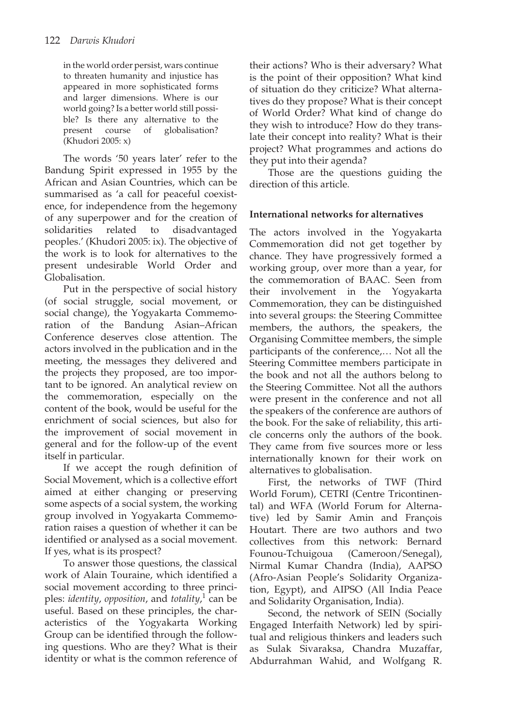in the world order persist, wars continue to threaten humanity and injustice has appeared in more sophisticated forms and larger dimensions. Where is our world going? Is a better world still possible? Is there any alternative to the present course of globalisation? (Khudori 2005: x)

The words '50 years later' refer to the Bandung Spirit expressed in 1955 by the African and Asian Countries, which can be summarised as 'a call for peaceful coexistence, for independence from the hegemony of any superpower and for the creation of solidarities related to disadvantaged peoples.' (Khudori 2005: ix). The objective of the work is to look for alternatives to the present undesirable World Order and Globalisation.

Put in the perspective of social history (of social struggle, social movement, or social change), the Yogyakarta Commemoration of the Bandung Asian–African Conference deserves close attention. The actors involved in the publication and in the meeting, the messages they delivered and the projects they proposed, are too important to be ignored. An analytical review on the commemoration, especially on the content of the book, would be useful for the enrichment of social sciences, but also for the improvement of social movement in general and for the follow-up of the event itself in particular.

If we accept the rough definition of Social Movement, which is a collective effort aimed at either changing or preserving some aspects of a social system, the working group involved in Yogyakarta Commemoration raises a question of whether it can be identified or analysed as a social movement. If yes, what is its prospect?

To answer those questions, the classical work of Alain Touraine, which identified a social movement according to three principles: *identity*, *opposition*, and *totality*,[1] can be useful. Based on these principles, the characteristics of the Yogyakarta Working Group can be identified through the following questions. Who are they? What is their identity or what is the common reference of their actions? Who is their adversary? What is the point of their opposition? What kind of situation do they criticize? What alternatives do they propose? What is their concept of World Order? What kind of change do they wish to introduce? How do they translate their concept into reality? What is their project? What programmes and actions do they put into their agenda?

Those are the questions guiding the direction of this article.

## International networks for alternatives

The actors involved in the Yogyakarta Commemoration did not get together by chance. They have progressively formed a working group, over more than a year, for the commemoration of BAAC. Seen from their involvement in the Yogyakarta Commemoration, they can be distinguished into several groups: the Steering Committee members, the authors, the speakers, the Organising Committee members, the simple participants of the conference,… Not all the Steering Committee members participate in the book and not all the authors belong to the Steering Committee. Not all the authors were present in the conference and not all the speakers of the conference are authors of the book. For the sake of reliability, this article concerns only the authors of the book. They came from five sources more or less internationally known for their work on alternatives to globalisation.

First, the networks of TWF (Third World Forum), CETRI (Centre Tricontinental) and WFA (World Forum for Alternative) led by Samir Amin and François Houtart. There are two authors and two collectives from this network: Bernard Founou-Tchuigoua (Cameroon/Senegal), Nirmal Kumar Chandra (India), AAPSO (Afro-Asian People's Solidarity Organization, Egypt), and AIPSO (All India Peace and Solidarity Organisation, India).

Second, the network of SEIN (Socially Engaged Interfaith Network) led by spiritual and religious thinkers and leaders such as Sulak Sivaraksa, Chandra Muzaffar, Abdurrahman Wahid, and Wolfgang R.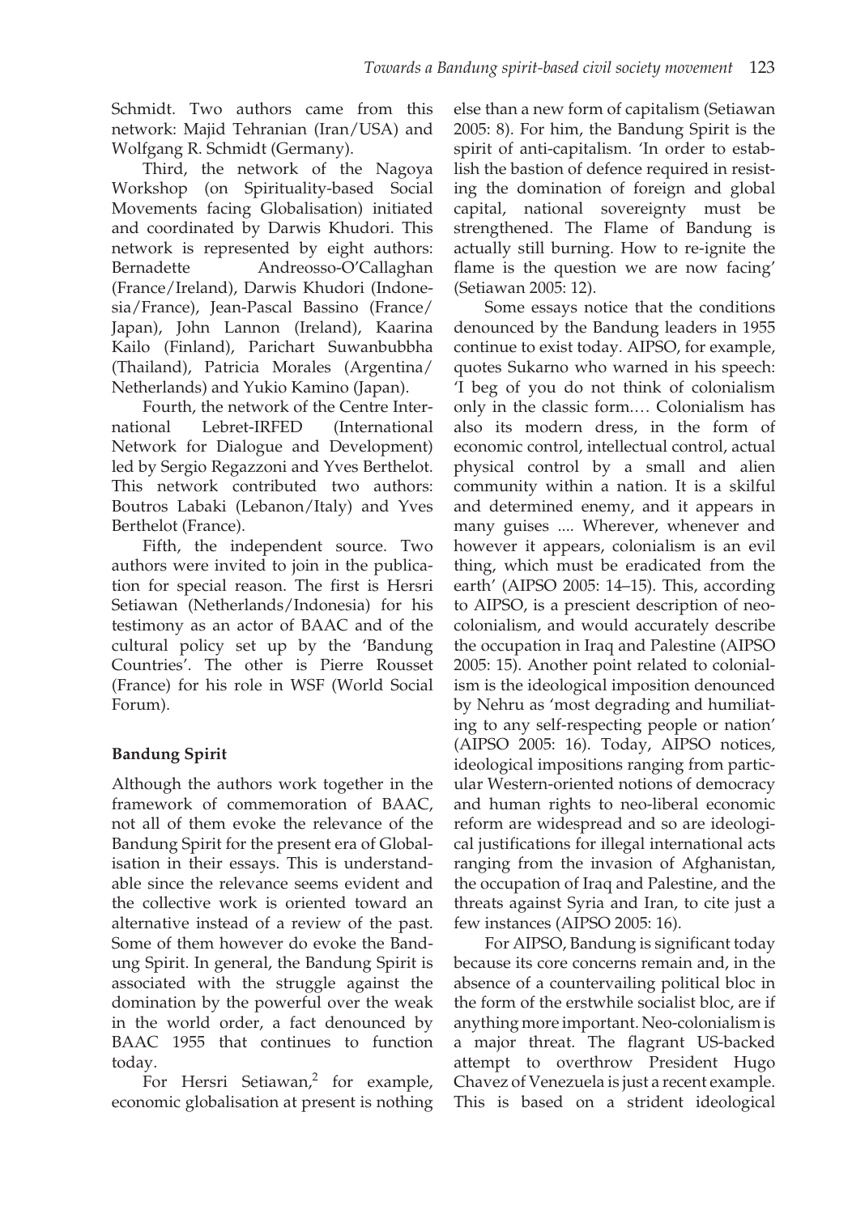Schmidt. Two authors came from this network: Majid Tehranian (Iran/USA) and Wolfgang R. Schmidt (Germany).

Third, the network of the Nagoya Workshop (on Spirituality-based Social Movements facing Globalisation) initiated and coordinated by Darwis Khudori. This network is represented by eight authors: Bernadette Andreosso-O'Callaghan (France/Ireland), Darwis Khudori (Indonesia/France), Jean-Pascal Bassino (France/Japan), John Lannon (Ireland), Kaarina Kailo (Finland), Parichart Suwanbubbha (Thailand), Patricia Morales (Argentina/Netherlands) and Yukio Kamino (Japan).

Fourth, the network of the Centre International Lebret-IRFED (International Network for Dialogue and Development) led by Sergio Regazzoni and Yves Berthelot. This network contributed two authors: Boutros Labaki (Lebanon/Italy) and Yves Berthelot (France).

Fifth, the independent source. Two authors were invited to join in the publication for special reason. The first is Hersri Setiawan (Netherlands/Indonesia) for his testimony as an actor of BAAC and of the cultural policy set up by the 'Bandung Countries'. The other is Pierre Rousset (France) for his role in WSF (World Social Forum).

## Bandung Spirit

Although the authors work together in the framework of commemoration of BAAC, not all of them evoke the relevance of the Bandung Spirit for the present era of Globalisation in their essays. This is understandable since the relevance seems evident and the collective work is oriented toward an alternative instead of a review of the past. Some of them however do evoke the Bandung Spirit. In general, the Bandung Spirit is associated with the struggle against the domination by the powerful over the weak in the world order, a fact denounced by BAAC 1955 that continues to function today.

For Hersri Setiawan,[2] for example, economic globalisation at present is nothing else than a new form of capitalism (Setiawan 2005: 8). For him, the Bandung Spirit is the spirit of anti-capitalism. 'In order to establish the bastion of defence required in resisting the domination of foreign and global capital, national sovereignty must be strengthened. The Flame of Bandung is actually still burning. How to re-ignite the flame is the question we are now facing' (Setiawan 2005: 12).

Some essays notice that the conditions denounced by the Bandung leaders in 1955 continue to exist today. AIPSO, for example, quotes Sukarno who warned in his speech: 'I beg of you do not think of colonialism only in the classic form.… Colonialism has also its modern dress, in the form of economic control, intellectual control, actual physical control by a small and alien community within a nation. It is a skilful and determined enemy, and it appears in many guises .... Wherever, whenever and however it appears, colonialism is an evil thing, which must be eradicated from the earth' (AIPSO 2005: 14–15). This, according to AIPSO, is a prescient description of neo-colonialism, and would accurately describe the occupation in Iraq and Palestine (AIPSO 2005: 15). Another point related to colonialism is the ideological imposition denounced by Nehru as 'most degrading and humiliating to any self-respecting people or nation' (AIPSO 2005: 16). Today, AIPSO notices, ideological impositions ranging from particular Western-oriented notions of democracy and human rights to neo-liberal economic reform are widespread and so are ideological justifications for illegal international acts ranging from the invasion of Afghanistan, the occupation of Iraq and Palestine, and the threats against Syria and Iran, to cite just a few instances (AIPSO 2005: 16).

For AIPSO, Bandung is significant today because its core concerns remain and, in the absence of a countervailing political bloc in the form of the erstwhile socialist bloc, are if anything more important. Neo-colonialism is a major threat. The flagrant US-backed attempt to overthrow President Hugo Chavez of Venezuela is just a recent example. This is based on a strident ideological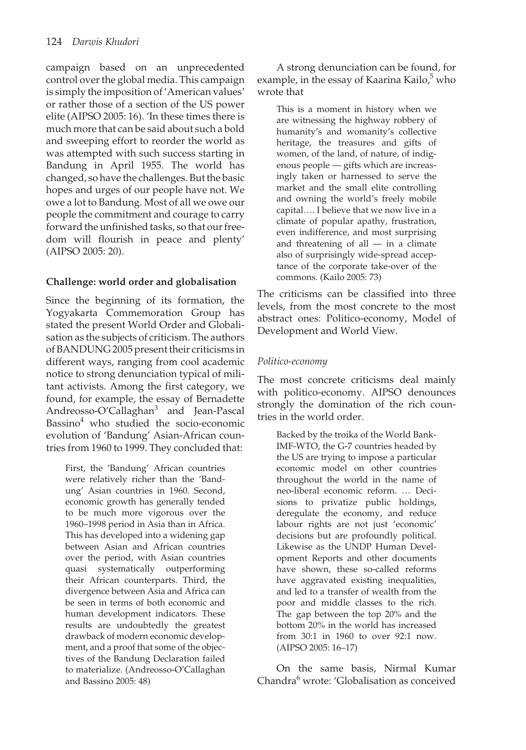campaign based on an unprecedented control over the global media. This campaign is simply the imposition of 'American values' or rather those of a section of the US power elite (AIPSO 2005: 16). 'In these times there is much more that can be said about such a bold and sweeping effort to reorder the world as was attempted with such success starting in Bandung in April 1955. The world has changed, so have the challenges. But the basic hopes and urges of our people have not. We owe a lot to Bandung. Most of all we owe our people the commitment and courage to carry forward the unfinished tasks, so that our freedom will flourish in peace and plenty' (AIPSO 2005: 20).

**Challenge: world order and globalisation**

Since the beginning of its formation, the Yogyakarta Commemoration Group has stated the present World Order and Globalisation as the subjects of criticism. The authors of BANDUNG 2005 present their criticisms in different ways, ranging from cool academic notice to strong denunciation typical of militant activists. Among the first category, we found, for example, the essay of Bernadette Andreosso-O'Callaghan[3] and Jean-Pascal Bassino[4] who studied the socio-economic evolution of 'Bandung' Asian-African countries from 1960 to 1999. They concluded that:

> First, the 'Bandung' African countries were relatively richer than the 'Bandung' Asian countries in 1960. Second, economic growth has generally tended to be much more vigorous over the 1960–1998 period in Asia than in Africa. This has developed into a widening gap between Asian and African countries over the period, with Asian countries quasi systematically outperforming their African counterparts. Third, the divergence between Asia and Africa can be seen in terms of both economic and human development indicators. These results are undoubtedly the greatest drawback of modern economic development, and a proof that some of the objectives of the Bandung Declaration failed to materialize. (Andreosso-O'Callaghan and Bassino 2005: 48)

A strong denunciation can be found, for example, in the essay of Kaarina Kailo,[5] who wrote that

> This is a moment in history when we are witnessing the highway robbery of humanity's and womanity's collective heritage, the treasures and gifts of women, of the land, of nature, of indigenous people — gifts which are increasingly taken or harnessed to serve the market and the small elite controlling and owning the world's freely mobile capital…. I believe that we now live in a climate of popular apathy, frustration, even indifference, and most surprising and threatening of all — in a climate also of surprisingly wide-spread acceptance of the corporate take-over of the commons. (Kailo 2005: 73)

The criticisms can be classified into three levels, from the most concrete to the most abstract ones: Politico-economy, Model of Development and World View.

*Politico-economy*

The most concrete criticisms deal mainly with politico-economy. AIPSO denounces strongly the domination of the rich countries in the world order.

> Backed by the troika of the World Bank-IMF-WTO, the G-7 countries headed by the US are trying to impose a particular economic model on other countries throughout the world in the name of neo-liberal economic reform. … Decisions to privatize public holdings, deregulate the economy, and reduce labour rights are not just 'economic' decisions but are profoundly political. Likewise as the UNDP Human Development Reports and other documents have shown, these so-called reforms have aggravated existing inequalities, and led to a transfer of wealth from the poor and middle classes to the rich. The gap between the top 20% and the bottom 20% in the world has increased from 30:1 in 1960 to over 92:1 now. (AIPSO 2005: 16–17)

On the same basis, Nirmal Kumar Chandra[6] wrote: 'Globalisation as conceived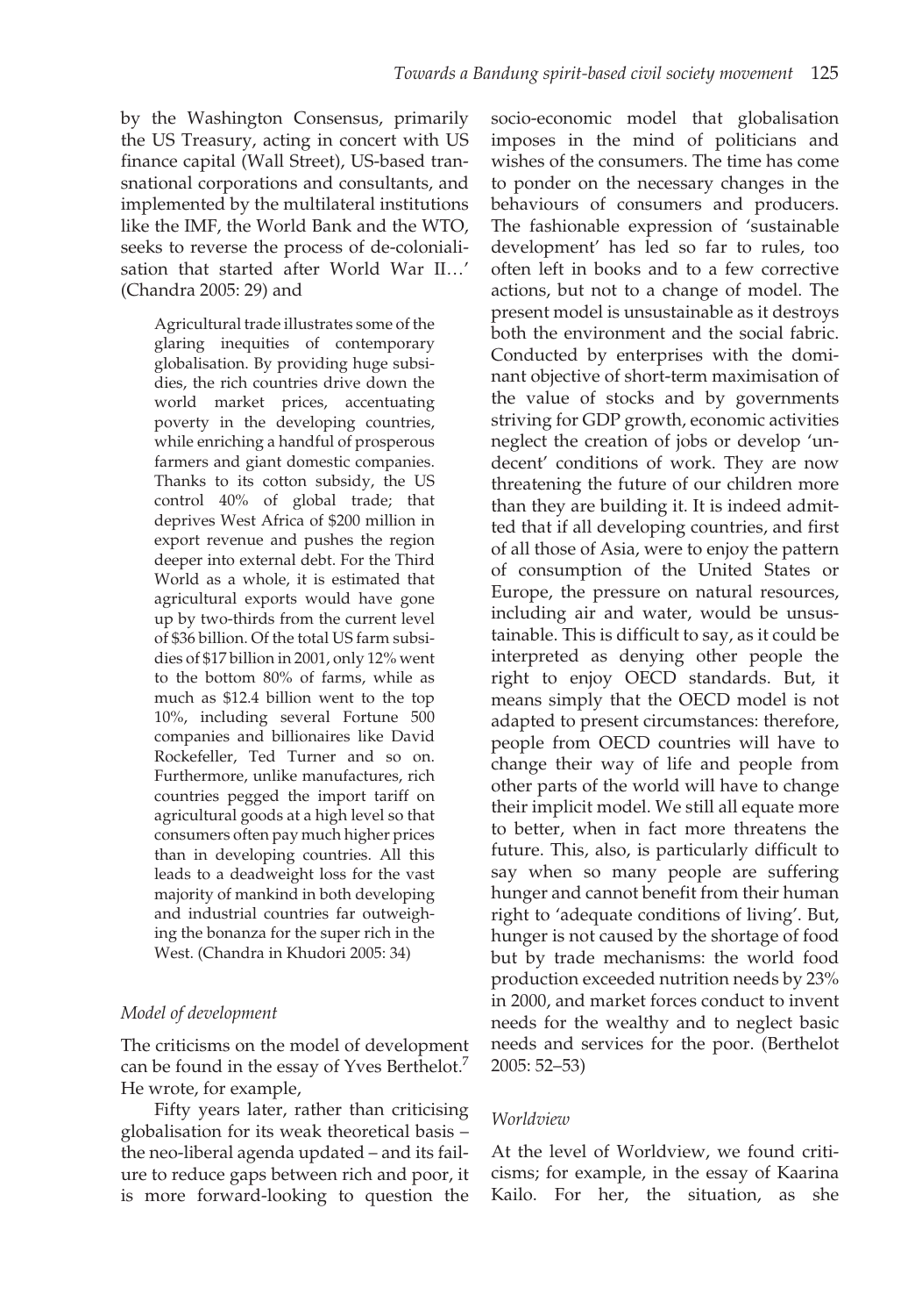by the Washington Consensus, primarily the US Treasury, acting in concert with US finance capital (Wall Street), US-based transnational corporations and consultants, and implemented by the multilateral institutions like the IMF, the World Bank and the WTO, seeks to reverse the process of de-colonialisation that started after World War II…' (Chandra 2005: 29) and

> Agricultural trade illustrates some of the glaring inequities of contemporary globalisation. By providing huge subsidies, the rich countries drive down the world market prices, accentuating poverty in the developing countries, while enriching a handful of prosperous farmers and giant domestic companies. Thanks to its cotton subsidy, the US control 40% of global trade; that deprives West Africa of $200 million in export revenue and pushes the region deeper into external debt. For the Third World as a whole, it is estimated that agricultural exports would have gone up by two-thirds from the current level of $36 billion. Of the total US farm subsidies of $17 billion in 2001, only 12% went to the bottom 80% of farms, while as much as $12.4 billion went to the top 10%, including several Fortune 500 companies and billionaires like David Rockefeller, Ted Turner and so on. Furthermore, unlike manufactures, rich countries pegged the import tariff on agricultural goods at a high level so that consumers often pay much higher prices than in developing countries. All this leads to a deadweight loss for the vast majority of mankind in both developing and industrial countries far outweighing the bonanza for the super rich in the West. (Chandra in Khudori 2005: 34)

### *Model of development*

The criticisms on the model of development can be found in the essay of Yves Berthelot.[7] He wrote, for example,

> Fifty years later, rather than criticising globalisation for its weak theoretical basis – the neo-liberal agenda updated – and its failure to reduce gaps between rich and poor, it is more forward-looking to question the socio-economic model that globalisation imposes in the mind of politicians and wishes of the consumers. The time has come to ponder on the necessary changes in the behaviours of consumers and producers. The fashionable expression of 'sustainable development' has led so far to rules, too often left in books and to a few corrective actions, but not to a change of model. The present model is unsustainable as it destroys both the environment and the social fabric. Conducted by enterprises with the dominant objective of short-term maximisation of the value of stocks and by governments striving for GDP growth, economic activities neglect the creation of jobs or develop 'undecent' conditions of work. They are now threatening the future of our children more than they are building it. It is indeed admitted that if all developing countries, and first of all those of Asia, were to enjoy the pattern of consumption of the United States or Europe, the pressure on natural resources, including air and water, would be unsustainable. This is difficult to say, as it could be interpreted as denying other people the right to enjoy OECD standards. But, it means simply that the OECD model is not adapted to present circumstances: therefore, people from OECD countries will have to change their way of life and people from other parts of the world will have to change their implicit model. We still all equate more to better, when in fact more threatens the future. This, also, is particularly difficult to say when so many people are suffering hunger and cannot benefit from their human right to 'adequate conditions of living'. But, hunger is not caused by the shortage of food but by trade mechanisms: the world food production exceeded nutrition needs by 23% in 2000, and market forces conduct to invent needs for the wealthy and to neglect basic needs and services for the poor. (Berthelot 2005: 52–53)

### *Worldview*

At the level of Worldview, we found criticisms; for example, in the essay of Kaarina Kailo. For her, the situation, as she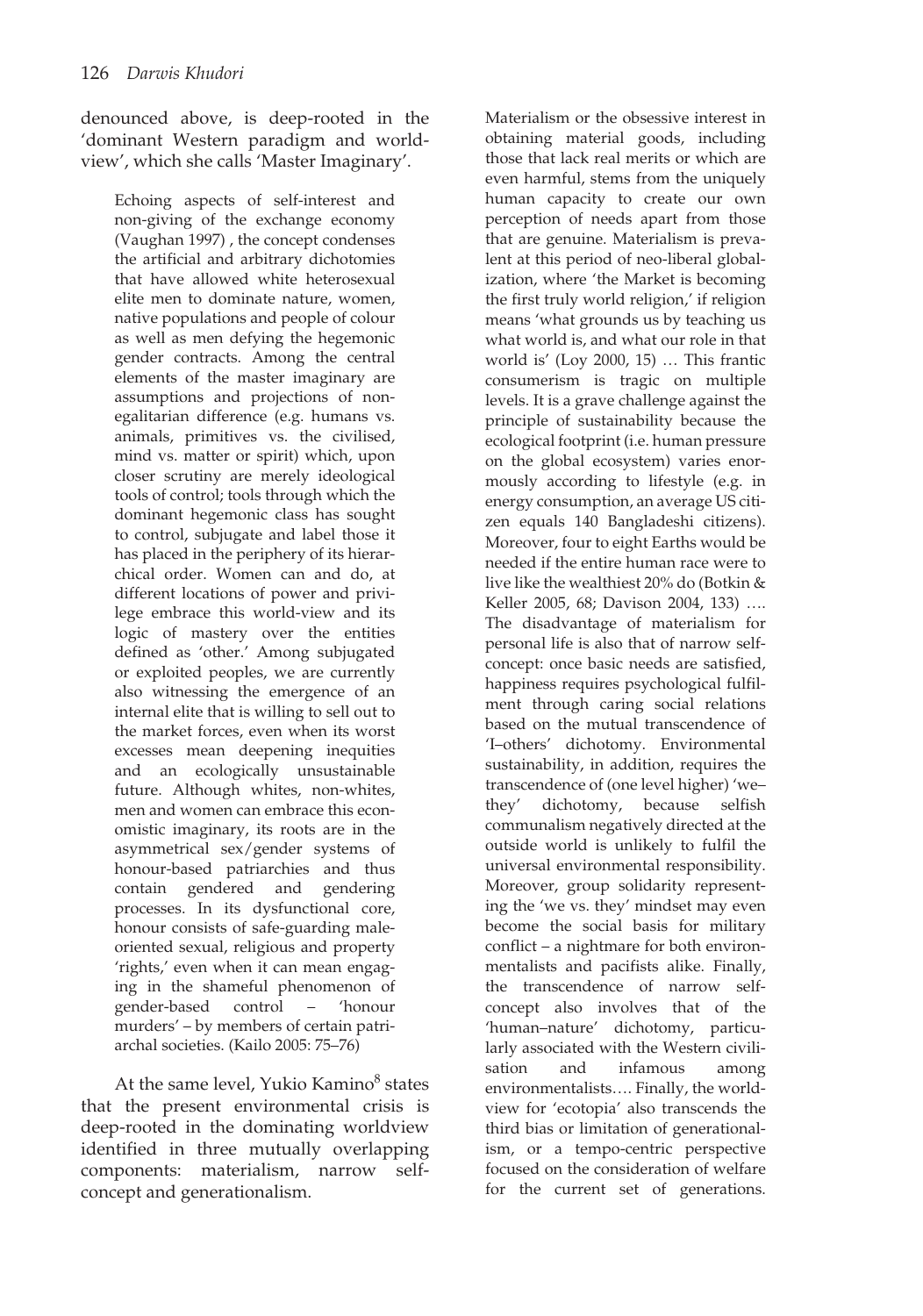denounced above, is deep-rooted in the 'dominant Western paradigm and world-view', which she calls 'Master Imaginary'.

> Echoing aspects of self-interest and non-giving of the exchange economy (Vaughan 1997) , the concept condenses the artificial and arbitrary dichotomies that have allowed white heterosexual elite men to dominate nature, women, native populations and people of colour as well as men defying the hegemonic gender contracts. Among the central elements of the master imaginary are assumptions and projections of non-egalitarian difference (e.g. humans vs. animals, primitives vs. the civilised, mind vs. matter or spirit) which, upon closer scrutiny are merely ideological tools of control; tools through which the dominant hegemonic class has sought to control, subjugate and label those it has placed in the periphery of its hierarchical order. Women can and do, at different locations of power and privilege embrace this world-view and its logic of mastery over the entities defined as 'other.' Among subjugated or exploited peoples, we are currently also witnessing the emergence of an internal elite that is willing to sell out to the market forces, even when its worst excesses mean deepening inequities and an ecologically unsustainable future. Although whites, non-whites, men and women can embrace this economistic imaginary, its roots are in the asymmetrical sex/gender systems of honour-based patriarchies and thus contain gendered and gendering processes. In its dysfunctional core, honour consists of safe-guarding male-oriented sexual, religious and property 'rights,' even when it can mean engaging in the shameful phenomenon of gender-based control – 'honour murders' – by members of certain patriarchal societies. (Kailo 2005: 75–76)

At the same level, Yukio Kamino[8] states that the present environmental crisis is deep-rooted in the dominating worldview identified in three mutually overlapping components: materialism, narrow self-concept and generationalism.

> Materialism or the obsessive interest in obtaining material goods, including those that lack real merits or which are even harmful, stems from the uniquely human capacity to create our own perception of needs apart from those that are genuine. Materialism is prevalent at this period of neo-liberal globalization, where 'the Market is becoming the first truly world religion,' if religion means 'what grounds us by teaching us what world is, and what our role in that world is' (Loy 2000, 15) … This frantic consumerism is tragic on multiple levels. It is a grave challenge against the principle of sustainability because the ecological footprint (i.e. human pressure on the global ecosystem) varies enormously according to lifestyle (e.g. in energy consumption, an average US citizen equals 140 Bangladeshi citizens). Moreover, four to eight Earths would be needed if the entire human race were to live like the wealthiest 20% do (Botkin & Keller 2005, 68; Davison 2004, 133) …. The disadvantage of materialism for personal life is also that of narrow self-concept: once basic needs are satisfied, happiness requires psychological fulfilment through caring social relations based on the mutual transcendence of 'I–others' dichotomy. Environmental sustainability, in addition, requires the transcendence of (one level higher) 'we–they' dichotomy, because selfish communalism negatively directed at the outside world is unlikely to fulfil the universal environmental responsibility. Moreover, group solidarity representing the 'we vs. they' mindset may even become the social basis for military conflict – a nightmare for both environmentalists and pacifists alike. Finally, the transcendence of narrow self-concept also involves that of the 'human–nature' dichotomy, particularly associated with the Western civilisation and infamous among environmentalists…. Finally, the world-view for 'ecotopia' also transcends the third bias or limitation of generationalism, or a tempo-centric perspective focused on the consideration of welfare for the current set of generations.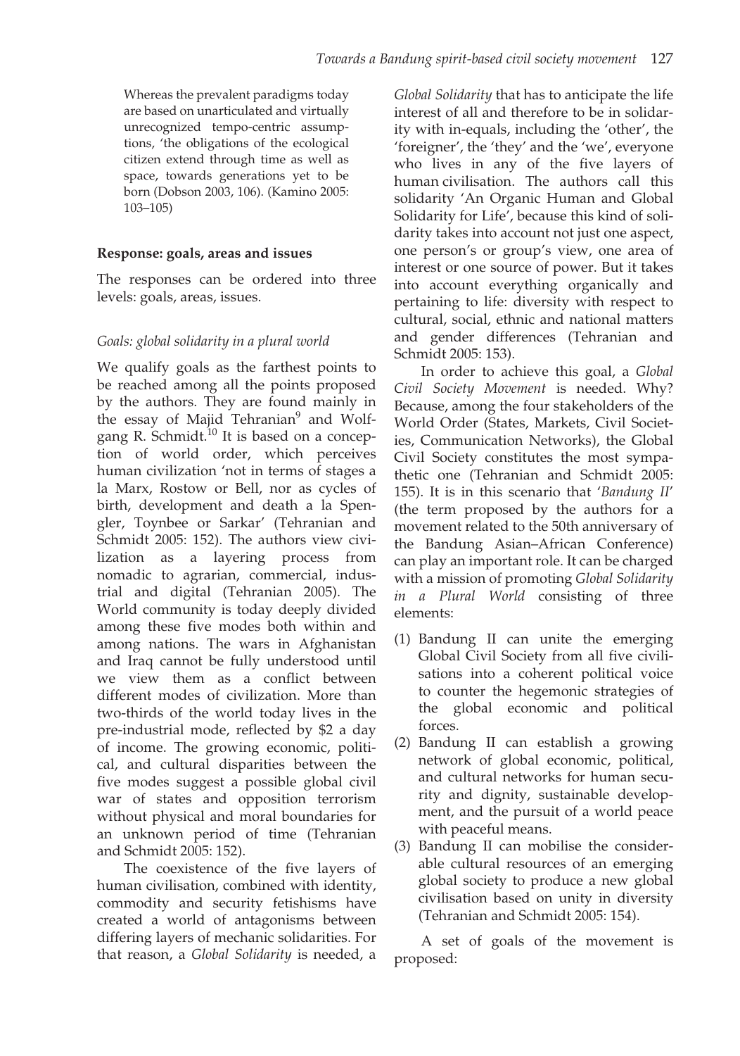> Whereas the prevalent paradigms today are based on unarticulated and virtually unrecognized tempo-centric assumptions, 'the obligations of the ecological citizen extend through time as well as space, towards generations yet to be born (Dobson 2003, 106). (Kamino 2005: 103–105)

**Response: goals, areas and issues**

The responses can be ordered into three levels: goals, areas, issues.

*Goals: global solidarity in a plural world*

We qualify goals as the farthest points to be reached among all the points proposed by the authors. They are found mainly in the essay of Majid Tehranian[9] and Wolfgang R. Schmidt.[10] It is based on a conception of world order, which perceives human civilization 'not in terms of stages a la Marx, Rostow or Bell, nor as cycles of birth, development and death a la Spengler, Toynbee or Sarkar' (Tehranian and Schmidt 2005: 152). The authors view civilization as a layering process from nomadic to agrarian, commercial, industrial and digital (Tehranian 2005). The World community is today deeply divided among these five modes both within and among nations. The wars in Afghanistan and Iraq cannot be fully understood until we view them as a conflict between different modes of civilization. More than two-thirds of the world today lives in the pre-industrial mode, reflected by $2 a day of income. The growing economic, political, and cultural disparities between the five modes suggest a possible global civil war of states and opposition terrorism without physical and moral boundaries for an unknown period of time (Tehranian and Schmidt 2005: 152).

The coexistence of the five layers of human civilisation, combined with identity, commodity and security fetishisms have created a world of antagonisms between differing layers of mechanic solidarities. For that reason, a *Global Solidarity* is needed, a *Global Solidarity* that has to anticipate the life interest of all and therefore to be in solidarity with in-equals, including the 'other', the 'foreigner', the 'they' and the 'we', everyone who lives in any of the five layers of human civilisation. The authors call this solidarity 'An Organic Human and Global Solidarity for Life', because this kind of solidarity takes into account not just one aspect, one person's or group's view, one area of interest or one source of power. But it takes into account everything organically and pertaining to life: diversity with respect to cultural, social, ethnic and national matters and gender differences (Tehranian and Schmidt 2005: 153).

In order to achieve this goal, a *Global Civil Society Movement* is needed. Why? Because, among the four stakeholders of the World Order (States, Markets, Civil Societies, Communication Networks), the Global Civil Society constitutes the most sympathetic one (Tehranian and Schmidt 2005: 155). It is in this scenario that '*Bandung II*' (the term proposed by the authors for a movement related to the 50th anniversary of the Bandung Asian–African Conference) can play an important role. It can be charged with a mission of promoting *Global Solidarity in a Plural World* consisting of three elements:

(1) Bandung II can unite the emerging Global Civil Society from all five civilisations into a coherent political voice to counter the hegemonic strategies of the global economic and political forces.
(2) Bandung II can establish a growing network of global economic, political, and cultural networks for human security and dignity, sustainable development, and the pursuit of a world peace with peaceful means.
(3) Bandung II can mobilise the considerable cultural resources of an emerging global society to produce a new global civilisation based on unity in diversity (Tehranian and Schmidt 2005: 154).

A set of goals of the movement is proposed: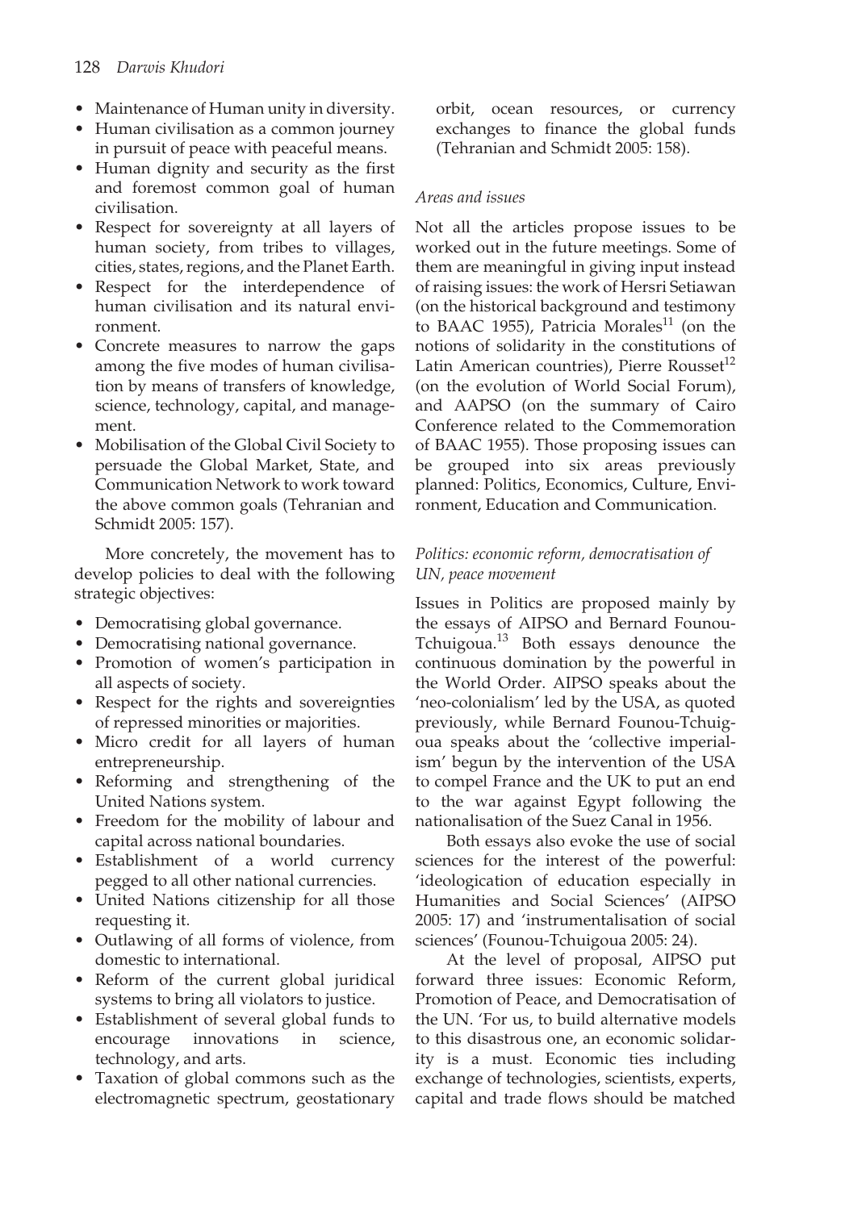- Maintenance of Human unity in diversity.
- Human civilisation as a common journey in pursuit of peace with peaceful means.
- Human dignity and security as the first and foremost common goal of human civilisation.
- Respect for sovereignty at all layers of human society, from tribes to villages, cities, states, regions, and the Planet Earth.
- Respect for the interdependence of human civilisation and its natural environment.
- Concrete measures to narrow the gaps among the five modes of human civilisation by means of transfers of knowledge, science, technology, capital, and management.
- Mobilisation of the Global Civil Society to persuade the Global Market, State, and Communication Network to work toward the above common goals (Tehranian and Schmidt 2005: 157).

More concretely, the movement has to develop policies to deal with the following strategic objectives:

- Democratising global governance.
- Democratising national governance.
- Promotion of women's participation in all aspects of society.
- Respect for the rights and sovereignties of repressed minorities or majorities.
- Micro credit for all layers of human entrepreneurship.
- Reforming and strengthening of the United Nations system.
- Freedom for the mobility of labour and capital across national boundaries.
- Establishment of a world currency pegged to all other national currencies.
- United Nations citizenship for all those requesting it.
- Outlawing of all forms of violence, from domestic to international.
- Reform of the current global juridical systems to bring all violators to justice.
- Establishment of several global funds to encourage innovations in science, technology, and arts.
- Taxation of global commons such as the electromagnetic spectrum, geostationary orbit, ocean resources, or currency exchanges to finance the global funds (Tehranian and Schmidt 2005: 158).

*Areas and issues*

Not all the articles propose issues to be worked out in the future meetings. Some of them are meaningful in giving input instead of raising issues: the work of Hersri Setiawan (on the historical background and testimony to BAAC 1955), Patricia Morales[11] (on the notions of solidarity in the constitutions of Latin American countries), Pierre Rousset[12] (on the evolution of World Social Forum), and AAPSO (on the summary of Cairo Conference related to the Commemoration of BAAC 1955). Those proposing issues can be grouped into six areas previously planned: Politics, Economics, Culture, Environment, Education and Communication.

*Politics: economic reform, democratisation of UN, peace movement*

Issues in Politics are proposed mainly by the essays of AIPSO and Bernard Founou-Tchuigoua.[13] Both essays denounce the continuous domination by the powerful in the World Order. AIPSO speaks about the 'neo-colonialism' led by the USA, as quoted previously, while Bernard Founou-Tchuigoua speaks about the 'collective imperialism' begun by the intervention of the USA to compel France and the UK to put an end to the war against Egypt following the nationalisation of the Suez Canal in 1956.

Both essays also evoke the use of social sciences for the interest of the powerful: 'ideologication of education especially in Humanities and Social Sciences' (AIPSO 2005: 17) and 'instrumentalisation of social sciences' (Founou-Tchuigoua 2005: 24).

At the level of proposal, AIPSO put forward three issues: Economic Reform, Promotion of Peace, and Democratisation of the UN. 'For us, to build alternative models to this disastrous one, an economic solidarity is a must. Economic ties including exchange of technologies, scientists, experts, capital and trade flows should be matched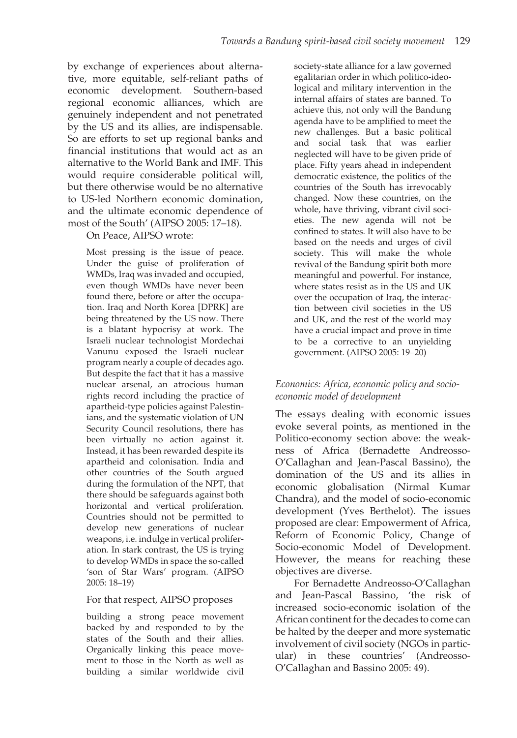by exchange of experiences about alternative, more equitable, self-reliant paths of economic development. Southern-based regional economic alliances, which are genuinely independent and not penetrated by the US and its allies, are indispensable. So are efforts to set up regional banks and financial institutions that would act as an alternative to the World Bank and IMF. This would require considerable political will, but there otherwise would be no alternative to US-led Northern economic domination, and the ultimate economic dependence of most of the South' (AIPSO 2005: 17–18).

On Peace, AIPSO wrote:

> Most pressing is the issue of peace. Under the guise of proliferation of WMDs, Iraq was invaded and occupied, even though WMDs have never been found there, before or after the occupation. Iraq and North Korea [DPRK] are being threatened by the US now. There is a blatant hypocrisy at work. The Israeli nuclear technologist Mordechai Vanunu exposed the Israeli nuclear program nearly a couple of decades ago. But despite the fact that it has a massive nuclear arsenal, an atrocious human rights record including the practice of apartheid-type policies against Palestinians, and the systematic violation of UN Security Council resolutions, there has been virtually no action against it. Instead, it has been rewarded despite its apartheid and colonisation. India and other countries of the South argued during the formulation of the NPT, that there should be safeguards against both horizontal and vertical proliferation. Countries should not be permitted to develop new generations of nuclear weapons, i.e. indulge in vertical proliferation. In stark contrast, the US is trying to develop WMDs in space the so-called 'son of Star Wars' program. (AIPSO 2005: 18–19)

For that respect, AIPSO proposes

> building a strong peace movement backed by and responded to by the states of the South and their allies. Organically linking this peace movement to those in the North as well as building a similar worldwide civil society-state alliance for a law governed egalitarian order in which politico-ideological and military intervention in the internal affairs of states are banned. To achieve this, not only will the Bandung agenda have to be amplified to meet the new challenges. But a basic political and social task that was earlier neglected will have to be given pride of place. Fifty years ahead in independent democratic existence, the politics of the countries of the South has irrevocably changed. Now these countries, on the whole, have thriving, vibrant civil societies. The new agenda will not be confined to states. It will also have to be based on the needs and urges of civil society. This will make the whole revival of the Bandung spirit both more meaningful and powerful. For instance, where states resist as in the US and UK over the occupation of Iraq, the interaction between civil societies in the US and UK, and the rest of the world may have a crucial impact and prove in time to be a corrective to an unyielding government. (AIPSO 2005: 19–20)

### *Economics: Africa, economic policy and socio-economic model of development*

The essays dealing with economic issues evoke several points, as mentioned in the Politico-economy section above: the weakness of Africa (Bernadette Andreosso-O'Callaghan and Jean-Pascal Bassino), the domination of the US and its allies in economic globalisation (Nirmal Kumar Chandra), and the model of socio-economic development (Yves Berthelot). The issues proposed are clear: Empowerment of Africa, Reform of Economic Policy, Change of Socio-economic Model of Development. However, the means for reaching these objectives are diverse.

For Bernadette Andreosso-O'Callaghan and Jean-Pascal Bassino, 'the risk of increased socio-economic isolation of the African continent for the decades to come can be halted by the deeper and more systematic involvement of civil society (NGOs in particular) in these countries' (Andreosso-O'Callaghan and Bassino 2005: 49).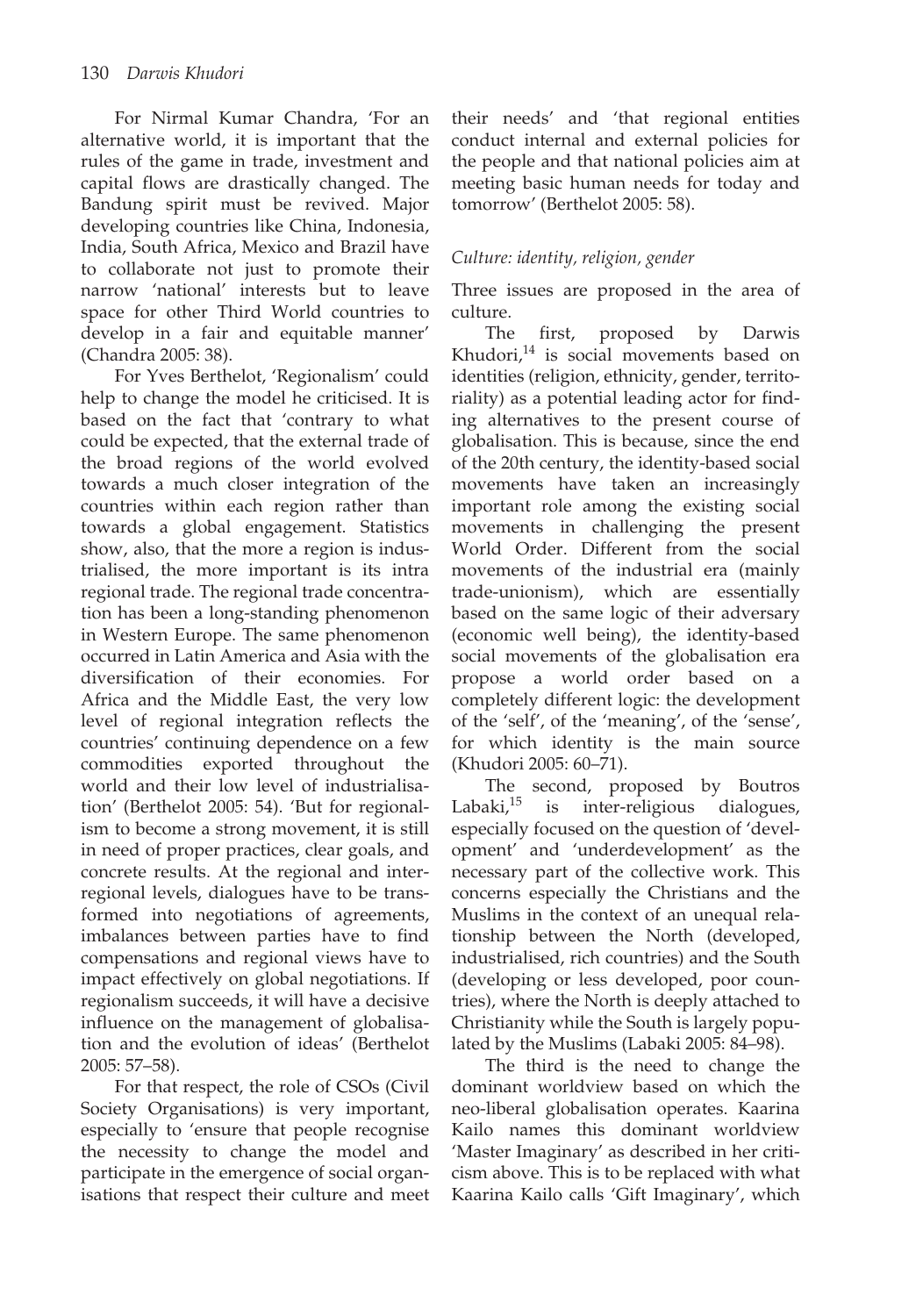For Nirmal Kumar Chandra, 'For an alternative world, it is important that the rules of the game in trade, investment and capital flows are drastically changed. The Bandung spirit must be revived. Major developing countries like China, Indonesia, India, South Africa, Mexico and Brazil have to collaborate not just to promote their narrow 'national' interests but to leave space for other Third World countries to develop in a fair and equitable manner' (Chandra 2005: 38).

For Yves Berthelot, 'Regionalism' could help to change the model he criticised. It is based on the fact that 'contrary to what could be expected, that the external trade of the broad regions of the world evolved towards a much closer integration of the countries within each region rather than towards a global engagement. Statistics show, also, that the more a region is industrialised, the more important is its intra regional trade. The regional trade concentration has been a long-standing phenomenon in Western Europe. The same phenomenon occurred in Latin America and Asia with the diversification of their economies. For Africa and the Middle East, the very low level of regional integration reflects the countries' continuing dependence on a few commodities exported throughout the world and their low level of industrialisation' (Berthelot 2005: 54). 'But for regionalism to become a strong movement, it is still in need of proper practices, clear goals, and concrete results. At the regional and inter-regional levels, dialogues have to be transformed into negotiations of agreements, imbalances between parties have to find compensations and regional views have to impact effectively on global negotiations. If regionalism succeeds, it will have a decisive influence on the management of globalisation and the evolution of ideas' (Berthelot 2005: 57–58).

For that respect, the role of CSOs (Civil Society Organisations) is very important, especially to 'ensure that people recognise the necessity to change the model and participate in the emergence of social organisations that respect their culture and meet their needs' and 'that regional entities conduct internal and external policies for the people and that national policies aim at meeting basic human needs for today and tomorrow' (Berthelot 2005: 58).

### *Culture: identity, religion, gender*

Three issues are proposed in the area of culture.

The first, proposed by Darwis Khudori,[14] is social movements based on identities (religion, ethnicity, gender, territoriality) as a potential leading actor for finding alternatives to the present course of globalisation. This is because, since the end of the 20th century, the identity-based social movements have taken an increasingly important role among the existing social movements in challenging the present World Order. Different from the social movements of the industrial era (mainly trade-unionism), which are essentially based on the same logic of their adversary (economic well being), the identity-based social movements of the globalisation era propose a world order based on a completely different logic: the development of the 'self', of the 'meaning', of the 'sense', for which identity is the main source (Khudori 2005: 60–71).

The second, proposed by Boutros Labaki,[15] is inter-religious dialogues, especially focused on the question of 'development' and 'underdevelopment' as the necessary part of the collective work. This concerns especially the Christians and the Muslims in the context of an unequal relationship between the North (developed, industrialised, rich countries) and the South (developing or less developed, poor countries), where the North is deeply attached to Christianity while the South is largely populated by the Muslims (Labaki 2005: 84–98).

The third is the need to change the dominant worldview based on which the neo-liberal globalisation operates. Kaarina Kailo names this dominant worldview 'Master Imaginary' as described in her criticism above. This is to be replaced with what Kaarina Kailo calls 'Gift Imaginary', which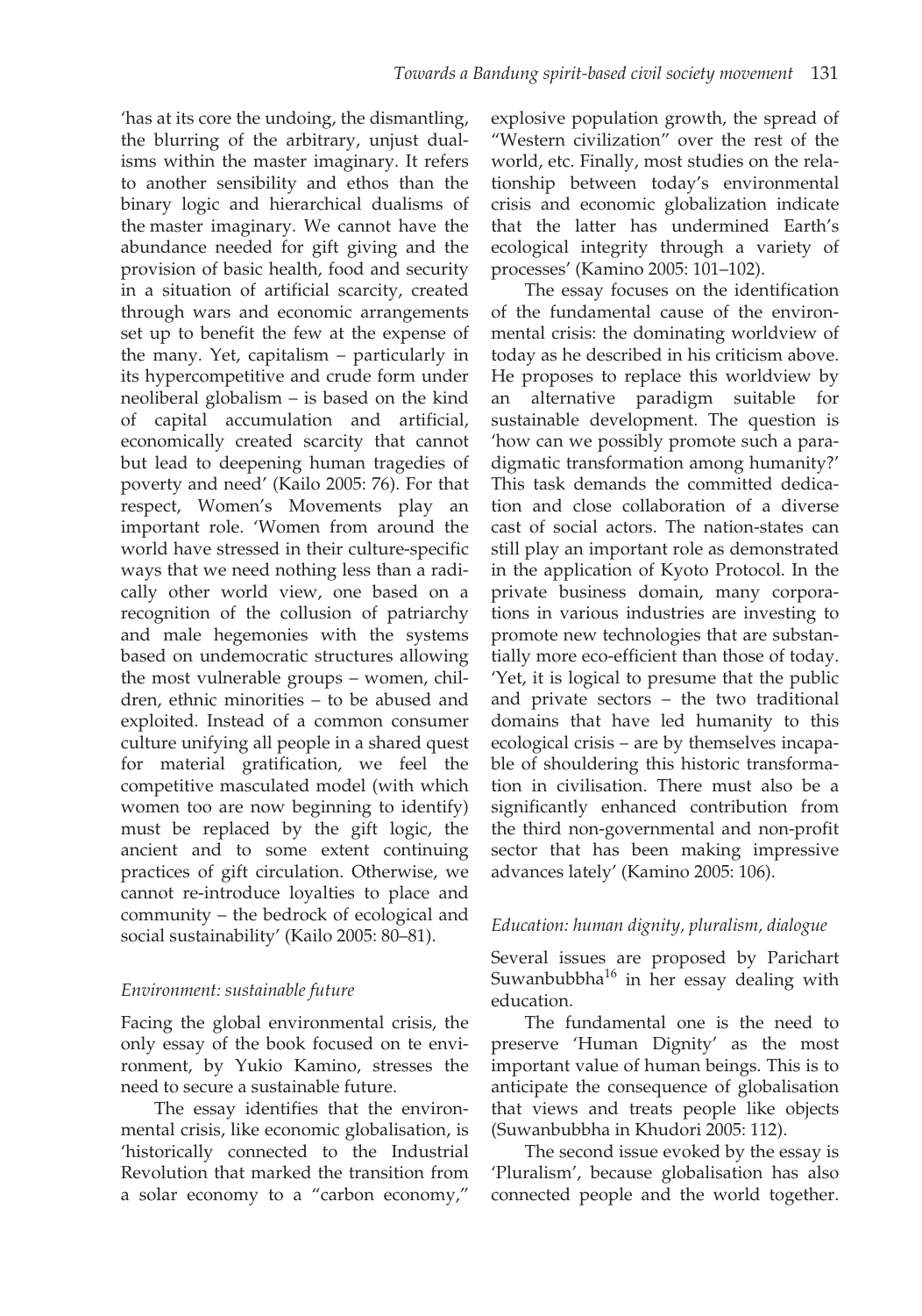'has at its core the undoing, the dismantling, the blurring of the arbitrary, unjust dualisms within the master imaginary. It refers to another sensibility and ethos than the binary logic and hierarchical dualisms of the master imaginary. We cannot have the abundance needed for gift giving and the provision of basic health, food and security in a situation of artificial scarcity, created through wars and economic arrangements set up to benefit the few at the expense of the many. Yet, capitalism – particularly in its hypercompetitive and crude form under neoliberal globalism – is based on the kind of capital accumulation and artificial, economically created scarcity that cannot but lead to deepening human tragedies of poverty and need' (Kailo 2005: 76). For that respect, Women's Movements play an important role. 'Women from around the world have stressed in their culture-specific ways that we need nothing less than a radically other world view, one based on a recognition of the collusion of patriarchy and male hegemonies with the systems based on undemocratic structures allowing the most vulnerable groups – women, children, ethnic minorities – to be abused and exploited. Instead of a common consumer culture unifying all people in a shared quest for material gratification, we feel the competitive masculated model (with which women too are now beginning to identify) must be replaced by the gift logic, the ancient and to some extent continuing practices of gift circulation. Otherwise, we cannot re-introduce loyalties to place and community – the bedrock of ecological and social sustainability' (Kailo 2005: 80–81).

*Environment: sustainable future*

Facing the global environmental crisis, the only essay of the book focused on te environment, by Yukio Kamino, stresses the need to secure a sustainable future.

The essay identifies that the environmental crisis, like economic globalisation, is 'historically connected to the Industrial Revolution that marked the transition from a solar economy to a "carbon economy," explosive population growth, the spread of "Western civilization" over the rest of the world, etc. Finally, most studies on the relationship between today's environmental crisis and economic globalization indicate that the latter has undermined Earth's ecological integrity through a variety of processes' (Kamino 2005: 101–102).

The essay focuses on the identification of the fundamental cause of the environmental crisis: the dominating worldview of today as he described in his criticism above. He proposes to replace this worldview by an alternative paradigm suitable for sustainable development. The question is 'how can we possibly promote such a paradigmatic transformation among humanity?' This task demands the committed dedication and close collaboration of a diverse cast of social actors. The nation-states can still play an important role as demonstrated in the application of Kyoto Protocol. In the private business domain, many corporations in various industries are investing to promote new technologies that are substantially more eco-efficient than those of today. 'Yet, it is logical to presume that the public and private sectors – the two traditional domains that have led humanity to this ecological crisis – are by themselves incapable of shouldering this historic transformation in civilisation. There must also be a significantly enhanced contribution from the third non-governmental and non-profit sector that has been making impressive advances lately' (Kamino 2005: 106).

*Education: human dignity, pluralism, dialogue*

Several issues are proposed by Parichart Suwanbubbha[16] in her essay dealing with education.

The fundamental one is the need to preserve 'Human Dignity' as the most important value of human beings. This is to anticipate the consequence of globalisation that views and treats people like objects (Suwanbubbha in Khudori 2005: 112).

The second issue evoked by the essay is 'Pluralism', because globalisation has also connected people and the world together.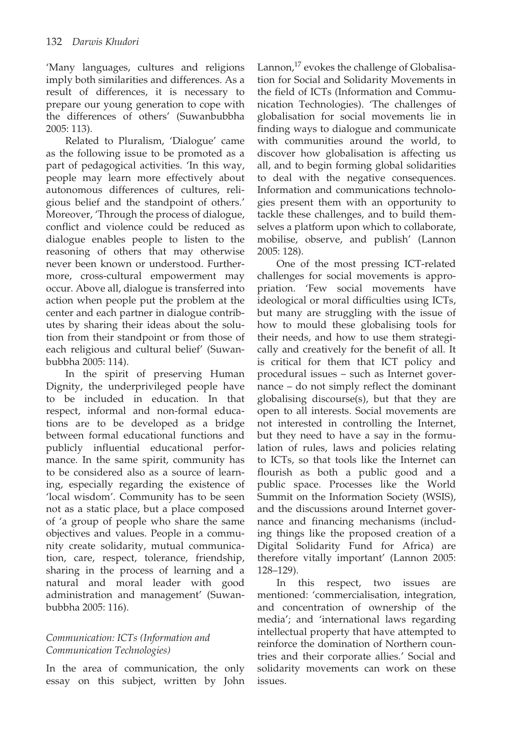'Many languages, cultures and religions imply both similarities and differences. As a result of differences, it is necessary to prepare our young generation to cope with the differences of others' (Suwanbubbha 2005: 113).

Related to Pluralism, 'Dialogue' came as the following issue to be promoted as a part of pedagogical activities. 'In this way, people may learn more effectively about autonomous differences of cultures, religious belief and the standpoint of others.' Moreover, 'Through the process of dialogue, conflict and violence could be reduced as dialogue enables people to listen to the reasoning of others that may otherwise never been known or understood. Furthermore, cross-cultural empowerment may occur. Above all, dialogue is transferred into action when people put the problem at the center and each partner in dialogue contributes by sharing their ideas about the solution from their standpoint or from those of each religious and cultural belief' (Suwanbubbha 2005: 114).

In the spirit of preserving Human Dignity, the underprivileged people have to be included in education. In that respect, informal and non-formal educations are to be developed as a bridge between formal educational functions and publicly influential educational performance. In the same spirit, community has to be considered also as a source of learning, especially regarding the existence of 'local wisdom'. Community has to be seen not as a static place, but a place composed of 'a group of people who share the same objectives and values. People in a community create solidarity, mutual communication, care, respect, tolerance, friendship, sharing in the process of learning and a natural and moral leader with good administration and management' (Suwanbubbha 2005: 116).

### *Communication: ICTs (Information and Communication Technologies)*

In the area of communication, the only essay on this subject, written by John Lannon,[17] evokes the challenge of Globalisation for Social and Solidarity Movements in the field of ICTs (Information and Communication Technologies). 'The challenges of globalisation for social movements lie in finding ways to dialogue and communicate with communities around the world, to discover how globalisation is affecting us all, and to begin forming global solidarities to deal with the negative consequences. Information and communications technologies present them with an opportunity to tackle these challenges, and to build themselves a platform upon which to collaborate, mobilise, observe, and publish' (Lannon 2005: 128).

One of the most pressing ICT-related challenges for social movements is appropriation. 'Few social movements have ideological or moral difficulties using ICTs, but many are struggling with the issue of how to mould these globalising tools for their needs, and how to use them strategically and creatively for the benefit of all. It is critical for them that ICT policy and procedural issues – such as Internet governance – do not simply reflect the dominant globalising discourse(s), but that they are open to all interests. Social movements are not interested in controlling the Internet, but they need to have a say in the formulation of rules, laws and policies relating to ICTs, so that tools like the Internet can flourish as both a public good and a public space. Processes like the World Summit on the Information Society (WSIS), and the discussions around Internet governance and financing mechanisms (including things like the proposed creation of a Digital Solidarity Fund for Africa) are therefore vitally important' (Lannon 2005: 128–129).

In this respect, two issues are mentioned: 'commercialisation, integration, and concentration of ownership of the media'; and 'international laws regarding intellectual property that have attempted to reinforce the domination of Northern countries and their corporate allies.' Social and solidarity movements can work on these issues.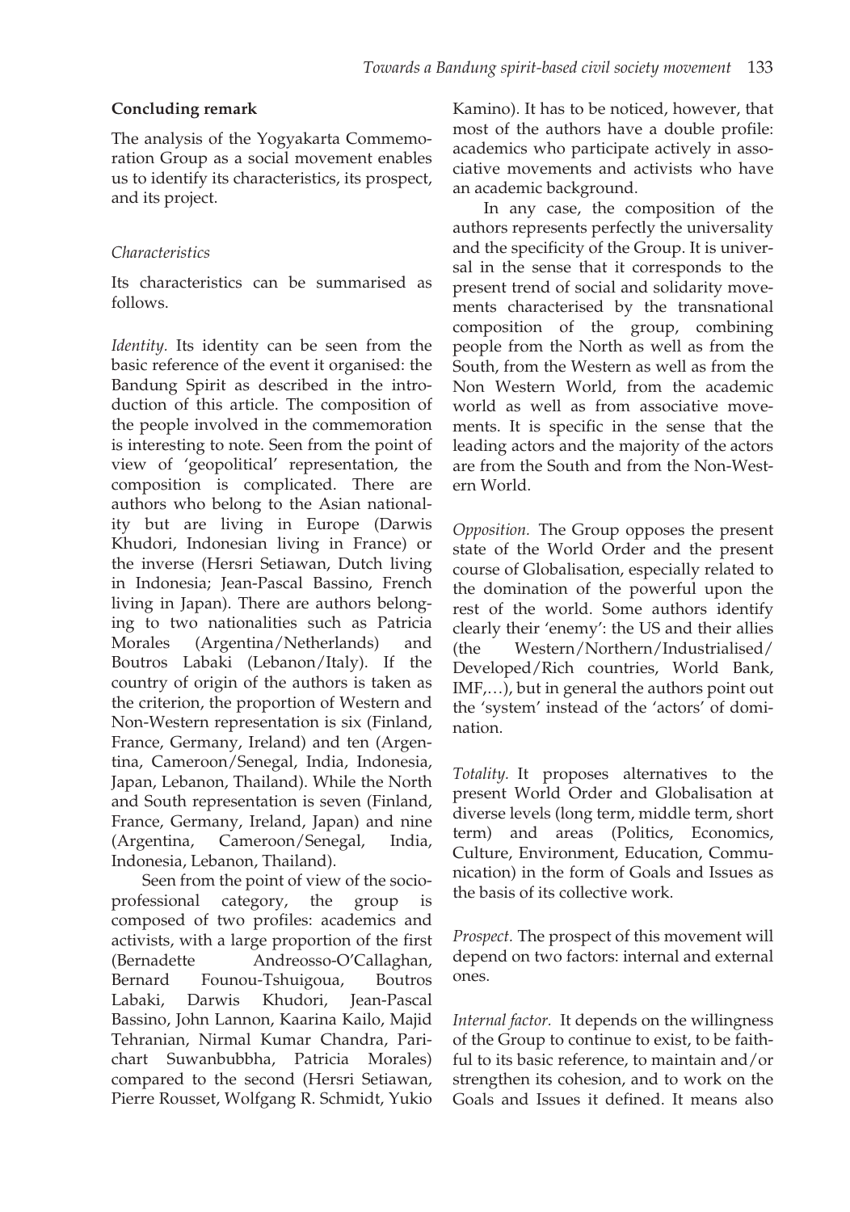## Concluding remark

The analysis of the Yogyakarta Commemoration Group as a social movement enables us to identify its characteristics, its prospect, and its project.

### *Characteristics*

Its characteristics can be summarised as follows.

*Identity.* Its identity can be seen from the basic reference of the event it organised: the Bandung Spirit as described in the introduction of this article. The composition of the people involved in the commemoration is interesting to note. Seen from the point of view of 'geopolitical' representation, the composition is complicated. There are authors who belong to the Asian nationality but are living in Europe (Darwis Khudori, Indonesian living in France) or the inverse (Hersri Setiawan, Dutch living in Indonesia; Jean-Pascal Bassino, French living in Japan). There are authors belonging to two nationalities such as Patricia Morales (Argentina/Netherlands) and Boutros Labaki (Lebanon/Italy). If the country of origin of the authors is taken as the criterion, the proportion of Western and Non-Western representation is six (Finland, France, Germany, Ireland) and ten (Argentina, Cameroon/Senegal, India, Indonesia, Japan, Lebanon, Thailand). While the North and South representation is seven (Finland, France, Germany, Ireland, Japan) and nine (Argentina, Cameroon/Senegal, India, Indonesia, Lebanon, Thailand).

Seen from the point of view of the socio-professional category, the group is composed of two profiles: academics and activists, with a large proportion of the first (Bernadette Andreosso-O'Callaghan, Bernard Founou-Tshuigoua, Boutros Labaki, Darwis Khudori, Jean-Pascal Bassino, John Lannon, Kaarina Kailo, Majid Tehranian, Nirmal Kumar Chandra, Parichart Suwanbubbha, Patricia Morales) compared to the second (Hersri Setiawan, Pierre Rousset, Wolfgang R. Schmidt, Yukio Kamino). It has to be noticed, however, that most of the authors have a double profile: academics who participate actively in associative movements and activists who have an academic background.

In any case, the composition of the authors represents perfectly the universality and the specificity of the Group. It is universal in the sense that it corresponds to the present trend of social and solidarity movements characterised by the transnational composition of the group, combining people from the North as well as from the South, from the Western as well as from the Non Western World, from the academic world as well as from associative movements. It is specific in the sense that the leading actors and the majority of the actors are from the South and from the Non-Western World.

*Opposition.* The Group opposes the present state of the World Order and the present course of Globalisation, especially related to the domination of the powerful upon the rest of the world. Some authors identify clearly their 'enemy': the US and their allies (the Western/Northern/Industrialised/Developed/Rich countries, World Bank, IMF,…), but in general the authors point out the 'system' instead of the 'actors' of domination.

*Totality.* It proposes alternatives to the present World Order and Globalisation at diverse levels (long term, middle term, short term) and areas (Politics, Economics, Culture, Environment, Education, Communication) in the form of Goals and Issues as the basis of its collective work.

*Prospect.* The prospect of this movement will depend on two factors: internal and external ones.

*Internal factor.* It depends on the willingness of the Group to continue to exist, to be faithful to its basic reference, to maintain and/or strengthen its cohesion, and to work on the Goals and Issues it defined. It means also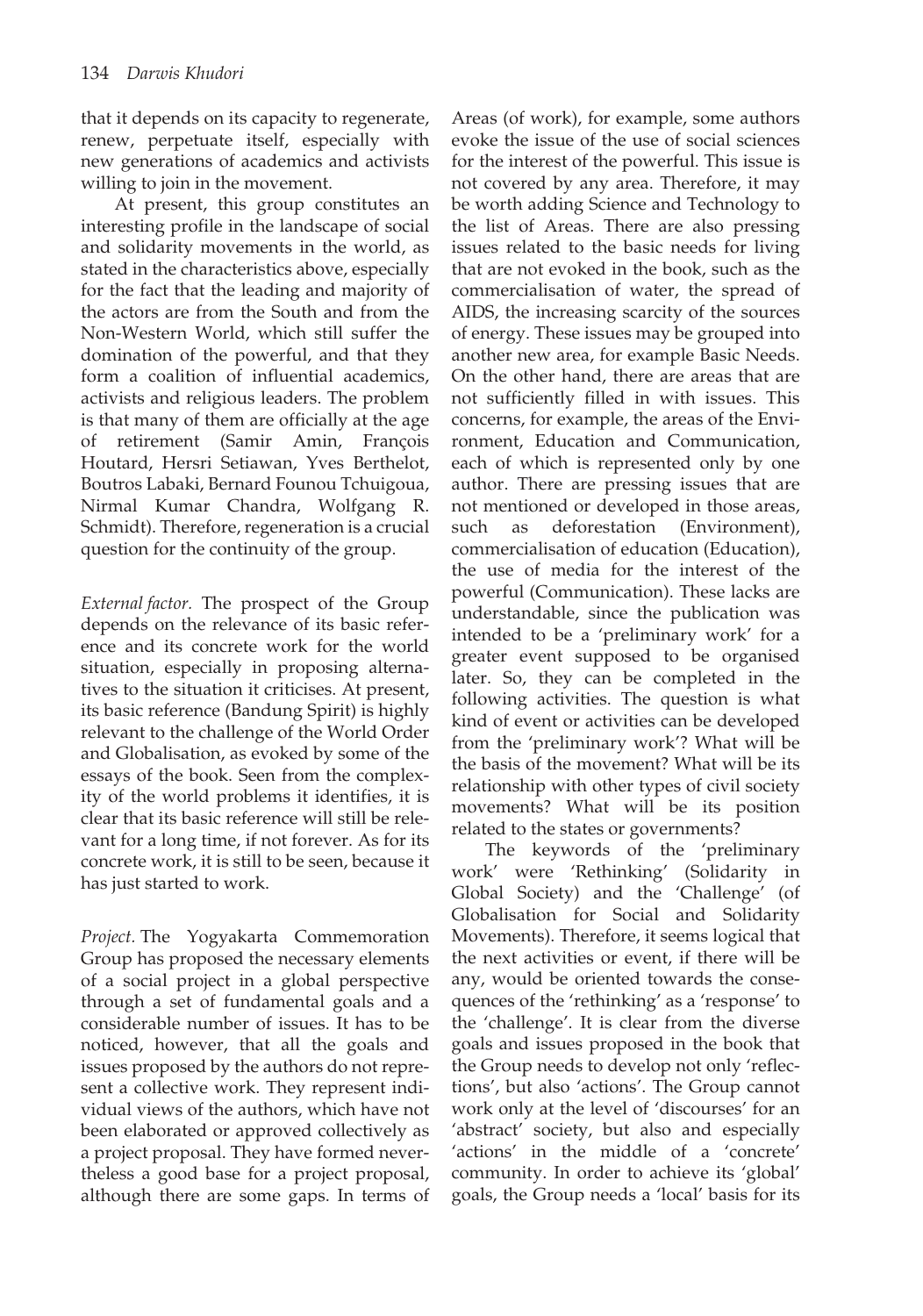that it depends on its capacity to regenerate, renew, perpetuate itself, especially with new generations of academics and activists willing to join in the movement.

At present, this group constitutes an interesting profile in the landscape of social and solidarity movements in the world, as stated in the characteristics above, especially for the fact that the leading and majority of the actors are from the South and from the Non-Western World, which still suffer the domination of the powerful, and that they form a coalition of influential academics, activists and religious leaders. The problem is that many of them are officially at the age of retirement (Samir Amin, François Houtard, Hersri Setiawan, Yves Berthelot, Boutros Labaki, Bernard Founou Tchuigoua, Nirmal Kumar Chandra, Wolfgang R. Schmidt). Therefore, regeneration is a crucial question for the continuity of the group.

*External factor.* The prospect of the Group depends on the relevance of its basic reference and its concrete work for the world situation, especially in proposing alternatives to the situation it criticises. At present, its basic reference (Bandung Spirit) is highly relevant to the challenge of the World Order and Globalisation, as evoked by some of the essays of the book. Seen from the complexity of the world problems it identifies, it is clear that its basic reference will still be relevant for a long time, if not forever. As for its concrete work, it is still to be seen, because it has just started to work.

*Project.* The Yogyakarta Commemoration Group has proposed the necessary elements of a social project in a global perspective through a set of fundamental goals and a considerable number of issues. It has to be noticed, however, that all the goals and issues proposed by the authors do not represent a collective work. They represent individual views of the authors, which have not been elaborated or approved collectively as a project proposal. They have formed nevertheless a good base for a project proposal, although there are some gaps. In terms of Areas (of work), for example, some authors evoke the issue of the use of social sciences for the interest of the powerful. This issue is not covered by any area. Therefore, it may be worth adding Science and Technology to the list of Areas. There are also pressing issues related to the basic needs for living that are not evoked in the book, such as the commercialisation of water, the spread of AIDS, the increasing scarcity of the sources of energy. These issues may be grouped into another new area, for example Basic Needs. On the other hand, there are areas that are not sufficiently filled in with issues. This concerns, for example, the areas of the Environment, Education and Communication, each of which is represented only by one author. There are pressing issues that are not mentioned or developed in those areas, such as deforestation (Environment), commercialisation of education (Education), the use of media for the interest of the powerful (Communication). These lacks are understandable, since the publication was intended to be a 'preliminary work' for a greater event supposed to be organised later. So, they can be completed in the following activities. The question is what kind of event or activities can be developed from the 'preliminary work'? What will be the basis of the movement? What will be its relationship with other types of civil society movements? What will be its position related to the states or governments?

The keywords of the 'preliminary work' were 'Rethinking' (Solidarity in Global Society) and the 'Challenge' (of Globalisation for Social and Solidarity Movements). Therefore, it seems logical that the next activities or event, if there will be any, would be oriented towards the consequences of the 'rethinking' as a 'response' to the 'challenge'. It is clear from the diverse goals and issues proposed in the book that the Group needs to develop not only 'reflections', but also 'actions'. The Group cannot work only at the level of 'discourses' for an 'abstract' society, but also and especially 'actions' in the middle of a 'concrete' community. In order to achieve its 'global' goals, the Group needs a 'local' basis for its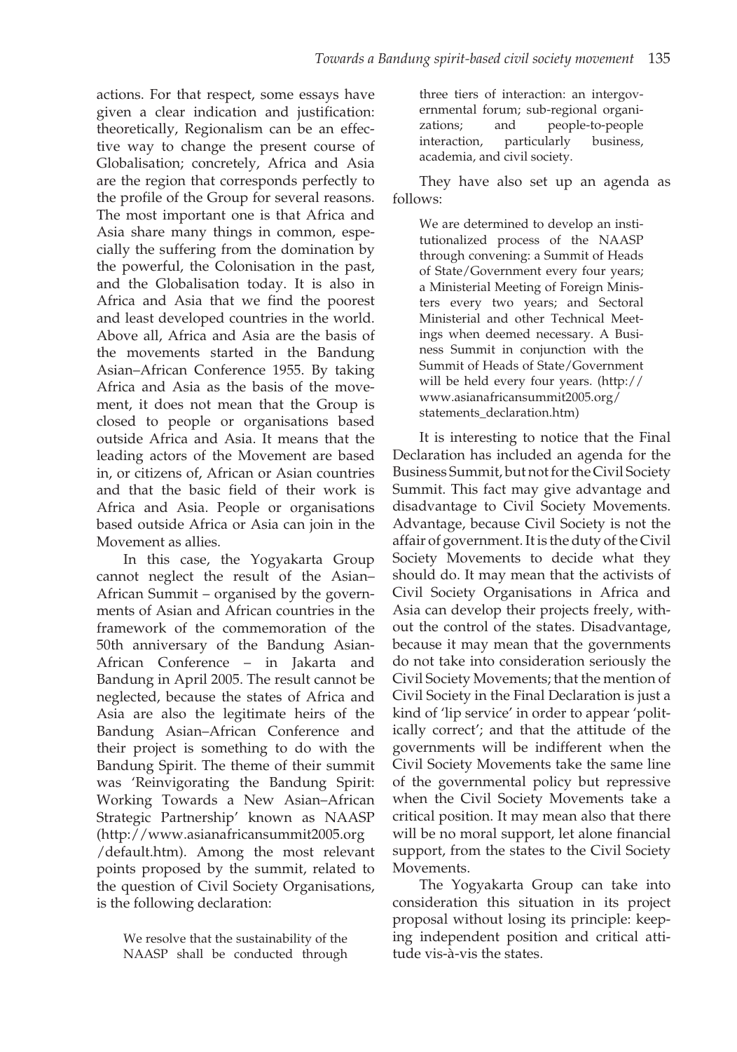actions. For that respect, some essays have given a clear indication and justification: theoretically, Regionalism can be an effective way to change the present course of Globalisation; concretely, Africa and Asia are the region that corresponds perfectly to the profile of the Group for several reasons. The most important one is that Africa and Asia share many things in common, especially the suffering from the domination by the powerful, the Colonisation in the past, and the Globalisation today. It is also in Africa and Asia that we find the poorest and least developed countries in the world. Above all, Africa and Asia are the basis of the movements started in the Bandung Asian–African Conference 1955. By taking Africa and Asia as the basis of the movement, it does not mean that the Group is closed to people or organisations based outside Africa and Asia. It means that the leading actors of the Movement are based in, or citizens of, African or Asian countries and that the basic field of their work is Africa and Asia. People or organisations based outside Africa or Asia can join in the Movement as allies.

In this case, the Yogyakarta Group cannot neglect the result of the Asian–African Summit – organised by the governments of Asian and African countries in the framework of the commemoration of the 50th anniversary of the Bandung Asian-African Conference – in Jakarta and Bandung in April 2005. The result cannot be neglected, because the states of Africa and Asia are also the legitimate heirs of the Bandung Asian–African Conference and their project is something to do with the Bandung Spirit. The theme of their summit was 'Reinvigorating the Bandung Spirit: Working Towards a New Asian–African Strategic Partnership' known as NAASP (http://www.asianafricansummit2005.org/default.htm). Among the most relevant points proposed by the summit, related to the question of Civil Society Organisations, is the following declaration:

> We resolve that the sustainability of the NAASP shall be conducted through three tiers of interaction: an intergovernmental forum; sub-regional organizations; and people-to-people interaction, particularly business, academia, and civil society.

They have also set up an agenda as follows:

> We are determined to develop an institutionalized process of the NAASP through convening: a Summit of Heads of State/Government every four years; a Ministerial Meeting of Foreign Ministers every two years; and Sectoral Ministerial and other Technical Meetings when deemed necessary. A Business Summit in conjunction with the Summit of Heads of State/Government will be held every four years. (http://www.asianafricansummit2005.org/statements_declaration.htm)

It is interesting to notice that the Final Declaration has included an agenda for the Business Summit, but not for the Civil Society Summit. This fact may give advantage and disadvantage to Civil Society Movements. Advantage, because Civil Society is not the affair of government. It is the duty of the Civil Society Movements to decide what they should do. It may mean that the activists of Civil Society Organisations in Africa and Asia can develop their projects freely, without the control of the states. Disadvantage, because it may mean that the governments do not take into consideration seriously the Civil Society Movements; that the mention of Civil Society in the Final Declaration is just a kind of 'lip service' in order to appear 'politically correct'; and that the attitude of the governments will be indifferent when the Civil Society Movements take the same line of the governmental policy but repressive when the Civil Society Movements take a critical position. It may mean also that there will be no moral support, let alone financial support, from the states to the Civil Society Movements.

The Yogyakarta Group can take into consideration this situation in its project proposal without losing its principle: keeping independent position and critical attitude vis-à-vis the states.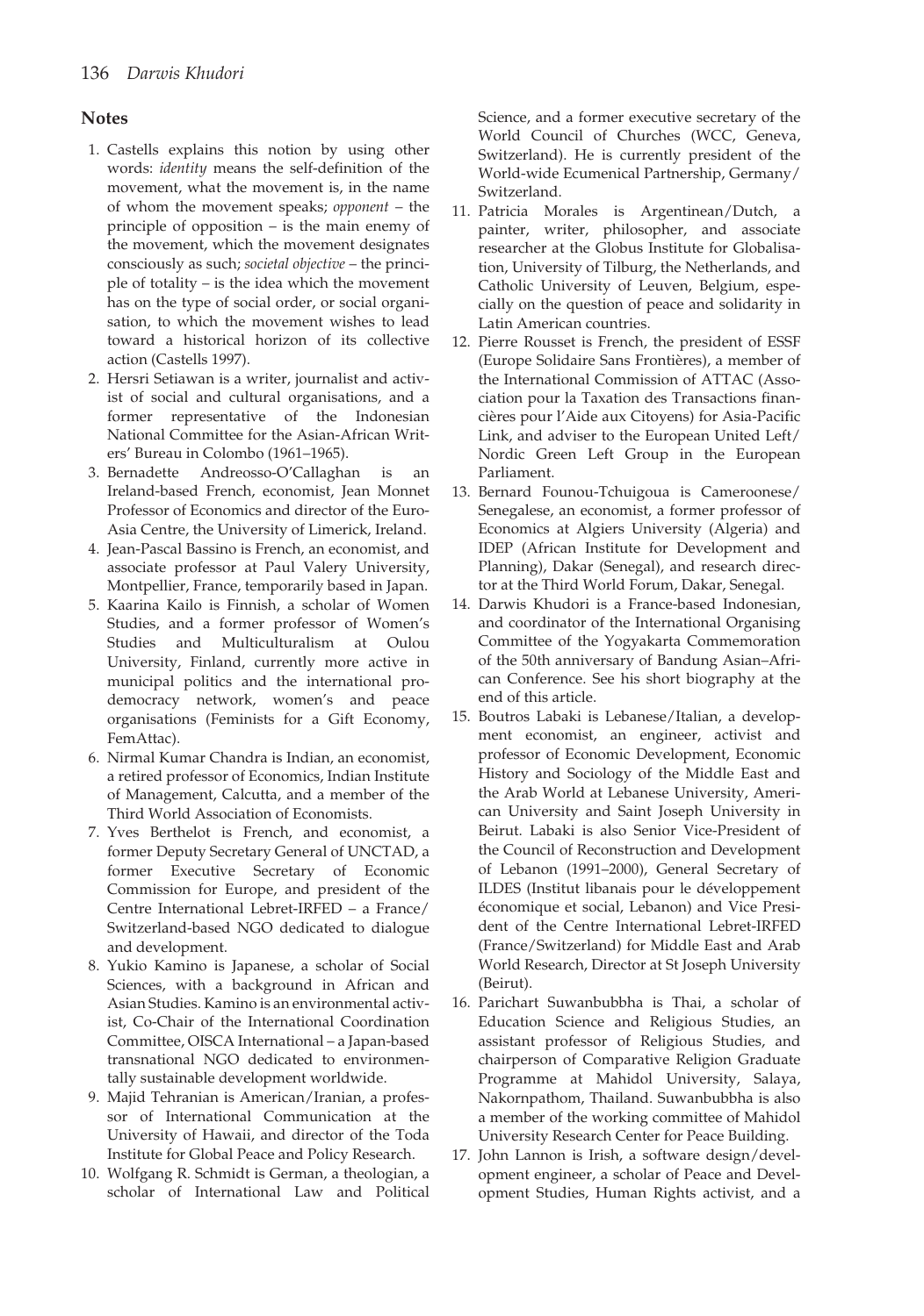## Notes

1. Castells explains this notion by using other words: *identity* means the self-definition of the movement, what the movement is, in the name of whom the movement speaks; *opponent* – the principle of opposition – is the main enemy of the movement, which the movement designates consciously as such; *societal objective* – the principle of totality – is the idea which the movement has on the type of social order, or social organisation, to which the movement wishes to lead toward a historical horizon of its collective action (Castells 1997).
2. Hersri Setiawan is a writer, journalist and activist of social and cultural organisations, and a former representative of the Indonesian National Committee for the Asian-African Writers' Bureau in Colombo (1961–1965).
3. Bernadette Andreosso-O'Callaghan is an Ireland-based French, economist, Jean Monnet Professor of Economics and director of the Euro-Asia Centre, the University of Limerick, Ireland.
4. Jean-Pascal Bassino is French, an economist, and associate professor at Paul Valery University, Montpellier, France, temporarily based in Japan.
5. Kaarina Kailo is Finnish, a scholar of Women Studies, and a former professor of Women's Studies and Multiculturalism at Oulou University, Finland, currently more active in municipal politics and the international pro-democracy network, women's and peace organisations (Feminists for a Gift Economy, FemAttac).
6. Nirmal Kumar Chandra is Indian, an economist, a retired professor of Economics, Indian Institute of Management, Calcutta, and a member of the Third World Association of Economists.
7. Yves Berthelot is French, and economist, a former Deputy Secretary General of UNCTAD, a former Executive Secretary of Economic Commission for Europe, and president of the Centre International Lebret-IRFED – a France/Switzerland-based NGO dedicated to dialogue and development.
8. Yukio Kamino is Japanese, a scholar of Social Sciences, with a background in African and Asian Studies. Kamino is an environmental activist, Co-Chair of the International Coordination Committee, OISCA International – a Japan-based transnational NGO dedicated to environmentally sustainable development worldwide.
9. Majid Tehranian is American/Iranian, a professor of International Communication at the University of Hawaii, and director of the Toda Institute for Global Peace and Policy Research.
10. Wolfgang R. Schmidt is German, a theologian, a scholar of International Law and Political Science, and a former executive secretary of the World Council of Churches (WCC, Geneva, Switzerland). He is currently president of the World-wide Ecumenical Partnership, Germany/Switzerland.
11. Patricia Morales is Argentinean/Dutch, a painter, writer, philosopher, and associate researcher at the Globus Institute for Globalisation, University of Tilburg, the Netherlands, and Catholic University of Leuven, Belgium, especially on the question of peace and solidarity in Latin American countries.
12. Pierre Rousset is French, the president of ESSF (Europe Solidaire Sans Frontières), a member of the International Commission of ATTAC (Association pour la Taxation des Transactions financières pour l'Aide aux Citoyens) for Asia-Pacific Link, and adviser to the European United Left/Nordic Green Left Group in the European Parliament.
13. Bernard Founou-Tchuigoua is Cameroonese/Senegalese, an economist, a former professor of Economics at Algiers University (Algeria) and IDEP (African Institute for Development and Planning), Dakar (Senegal), and research director at the Third World Forum, Dakar, Senegal.
14. Darwis Khudori is a France-based Indonesian, and coordinator of the International Organising Committee of the Yogyakarta Commemoration of the 50th anniversary of Bandung Asian–African Conference. See his short biography at the end of this article.
15. Boutros Labaki is Lebanese/Italian, a development economist, an engineer, activist and professor of Economic Development, Economic History and Sociology of the Middle East and the Arab World at Lebanese University, American University and Saint Joseph University in Beirut. Labaki is also Senior Vice-President of the Council of Reconstruction and Development of Lebanon (1991–2000), General Secretary of ILDES (Institut libanais pour le développement économique et social, Lebanon) and Vice President of the Centre International Lebret-IRFED (France/Switzerland) for Middle East and Arab World Research, Director at St Joseph University (Beirut).
16. Parichart Suwanbubbha is Thai, a scholar of Education Science and Religious Studies, an assistant professor of Religious Studies, and chairperson of Comparative Religion Graduate Programme at Mahidol University, Salaya, Nakornpathom, Thailand. Suwanbubbha is also a member of the working committee of Mahidol University Research Center for Peace Building.
17. John Lannon is Irish, a software design/development engineer, a scholar of Peace and Development Studies, Human Rights activist, and a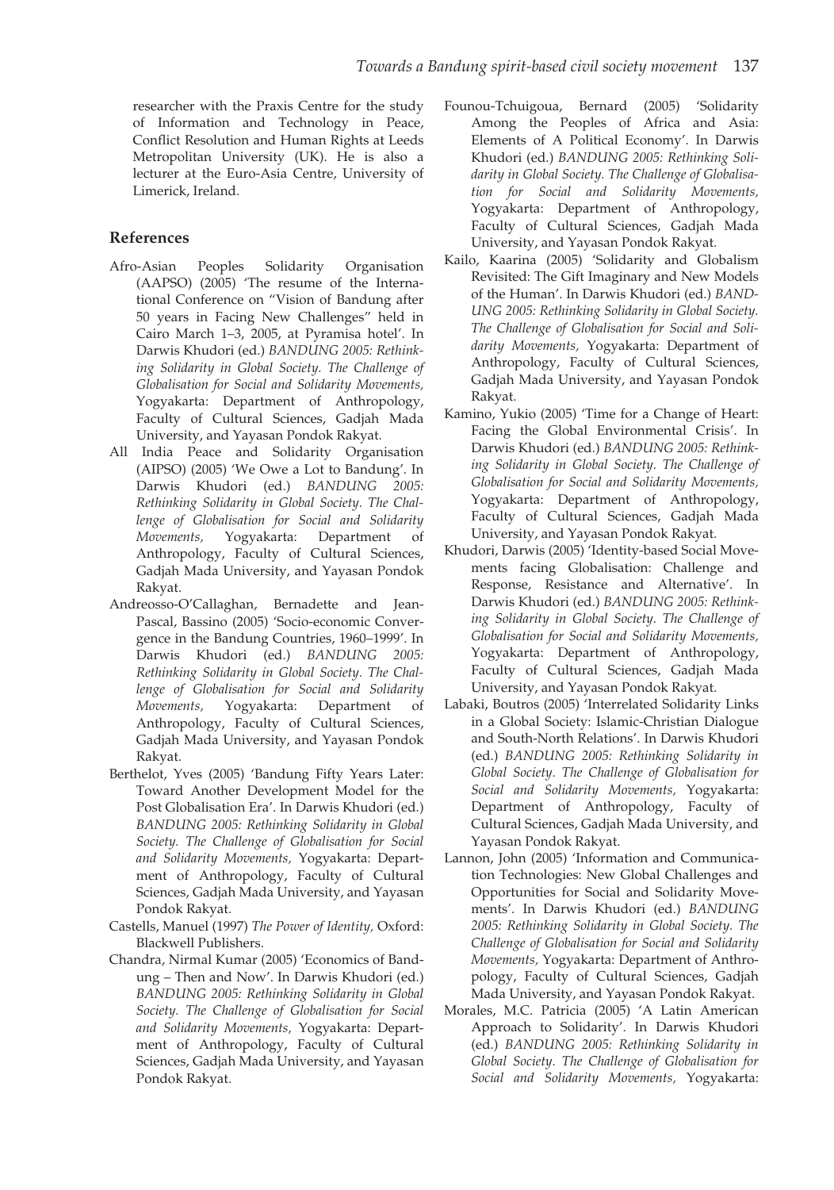researcher with the Praxis Centre for the study of Information and Technology in Peace, Conflict Resolution and Human Rights at Leeds Metropolitan University (UK). He is also a lecturer at the Euro-Asia Centre, University of Limerick, Ireland.

## References

Afro-Asian Peoples Solidarity Organisation (AAPSO) (2005) 'The resume of the International Conference on "Vision of Bandung after 50 years in Facing New Challenges" held in Cairo March 1–3, 2005, at Pyramisa hotel'. In Darwis Khudori (ed.) *BANDUNG 2005: Rethinking Solidarity in Global Society. The Challenge of Globalisation for Social and Solidarity Movements,* Yogyakarta: Department of Anthropology, Faculty of Cultural Sciences, Gadjah Mada University, and Yayasan Pondok Rakyat.

All India Peace and Solidarity Organisation (AIPSO) (2005) 'We Owe a Lot to Bandung'. In Darwis Khudori (ed.) *BANDUNG 2005: Rethinking Solidarity in Global Society. The Challenge of Globalisation for Social and Solidarity Movements,* Yogyakarta: Department of Anthropology, Faculty of Cultural Sciences, Gadjah Mada University, and Yayasan Pondok Rakyat.

Andreosso-O'Callaghan, Bernadette and Jean-Pascal, Bassino (2005) 'Socio-economic Convergence in the Bandung Countries, 1960–1999'. In Darwis Khudori (ed.) *BANDUNG 2005: Rethinking Solidarity in Global Society. The Challenge of Globalisation for Social and Solidarity Movements,* Yogyakarta: Department of Anthropology, Faculty of Cultural Sciences, Gadjah Mada University, and Yayasan Pondok Rakyat.

Berthelot, Yves (2005) 'Bandung Fifty Years Later: Toward Another Development Model for the Post Globalisation Era'. In Darwis Khudori (ed.) *BANDUNG 2005: Rethinking Solidarity in Global Society. The Challenge of Globalisation for Social and Solidarity Movements,* Yogyakarta: Department of Anthropology, Faculty of Cultural Sciences, Gadjah Mada University, and Yayasan Pondok Rakyat.

Castells, Manuel (1997) *The Power of Identity,* Oxford: Blackwell Publishers.

Chandra, Nirmal Kumar (2005) 'Economics of Bandung – Then and Now'. In Darwis Khudori (ed.) *BANDUNG 2005: Rethinking Solidarity in Global Society. The Challenge of Globalisation for Social and Solidarity Movements,* Yogyakarta: Department of Anthropology, Faculty of Cultural Sciences, Gadjah Mada University, and Yayasan Pondok Rakyat.

Founou-Tchuigoua, Bernard (2005) 'Solidarity Among the Peoples of Africa and Asia: Elements of A Political Economy'. In Darwis Khudori (ed.) *BANDUNG 2005: Rethinking Solidarity in Global Society. The Challenge of Globalisation for Social and Solidarity Movements,* Yogyakarta: Department of Anthropology, Faculty of Cultural Sciences, Gadjah Mada University, and Yayasan Pondok Rakyat.

Kailo, Kaarina (2005) 'Solidarity and Globalism Revisited: The Gift Imaginary and New Models of the Human'. In Darwis Khudori (ed.) *BANDUNG 2005: Rethinking Solidarity in Global Society. The Challenge of Globalisation for Social and Solidarity Movements,* Yogyakarta: Department of Anthropology, Faculty of Cultural Sciences, Gadjah Mada University, and Yayasan Pondok Rakyat.

Kamino, Yukio (2005) 'Time for a Change of Heart: Facing the Global Environmental Crisis'. In Darwis Khudori (ed.) *BANDUNG 2005: Rethinking Solidarity in Global Society. The Challenge of Globalisation for Social and Solidarity Movements,* Yogyakarta: Department of Anthropology, Faculty of Cultural Sciences, Gadjah Mada University, and Yayasan Pondok Rakyat.

Khudori, Darwis (2005) 'Identity-based Social Movements facing Globalisation: Challenge and Response, Resistance and Alternative'. In Darwis Khudori (ed.) *BANDUNG 2005: Rethinking Solidarity in Global Society. The Challenge of Globalisation for Social and Solidarity Movements,* Yogyakarta: Department of Anthropology, Faculty of Cultural Sciences, Gadjah Mada University, and Yayasan Pondok Rakyat.

Labaki, Boutros (2005) 'Interrelated Solidarity Links in a Global Society: Islamic-Christian Dialogue and South-North Relations'. In Darwis Khudori (ed.) *BANDUNG 2005: Rethinking Solidarity in Global Society. The Challenge of Globalisation for Social and Solidarity Movements,* Yogyakarta: Department of Anthropology, Faculty of Cultural Sciences, Gadjah Mada University, and Yayasan Pondok Rakyat.

Lannon, John (2005) 'Information and Communication Technologies: New Global Challenges and Opportunities for Social and Solidarity Movements'. In Darwis Khudori (ed.) *BANDUNG 2005: Rethinking Solidarity in Global Society. The Challenge of Globalisation for Social and Solidarity Movements,* Yogyakarta: Department of Anthropology, Faculty of Cultural Sciences, Gadjah Mada University, and Yayasan Pondok Rakyat.

Morales, M.C. Patricia (2005) 'A Latin American Approach to Solidarity'. In Darwis Khudori (ed.) *BANDUNG 2005: Rethinking Solidarity in Global Society. The Challenge of Globalisation for Social and Solidarity Movements,* Yogyakarta: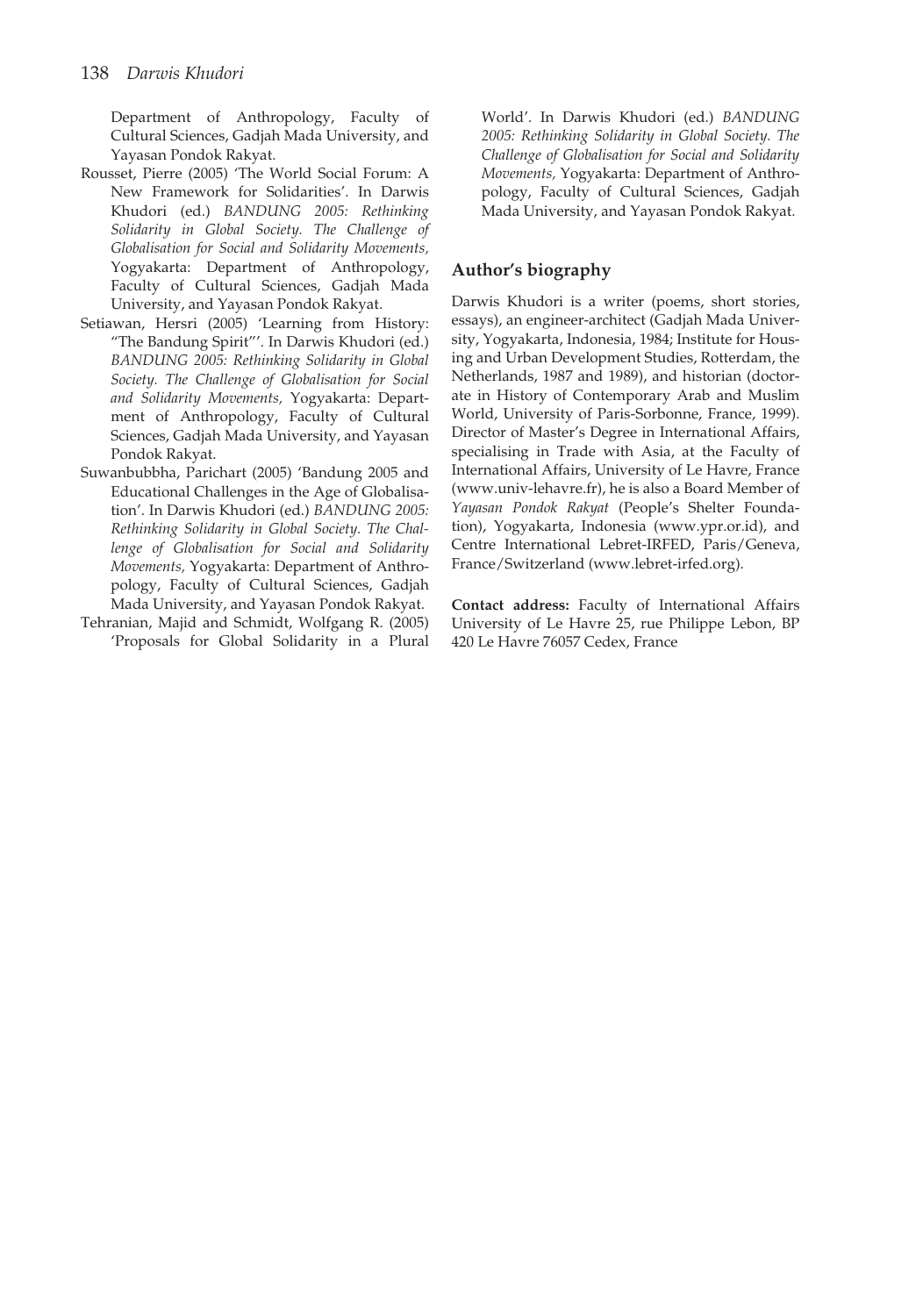Department of Anthropology, Faculty of Cultural Sciences, Gadjah Mada University, and Yayasan Pondok Rakyat.

Rousset, Pierre (2005) 'The World Social Forum: A New Framework for Solidarities'. In Darwis Khudori (ed.) *BANDUNG 2005: Rethinking Solidarity in Global Society. The Challenge of Globalisation for Social and Solidarity Movements,* Yogyakarta: Department of Anthropology, Faculty of Cultural Sciences, Gadjah Mada University, and Yayasan Pondok Rakyat.

Setiawan, Hersri (2005) 'Learning from History: "The Bandung Spirit"'. In Darwis Khudori (ed.) *BANDUNG 2005: Rethinking Solidarity in Global Society. The Challenge of Globalisation for Social and Solidarity Movements,* Yogyakarta: Department of Anthropology, Faculty of Cultural Sciences, Gadjah Mada University, and Yayasan Pondok Rakyat.

Suwanbubbha, Parichart (2005) 'Bandung 2005 and Educational Challenges in the Age of Globalisation'. In Darwis Khudori (ed.) *BANDUNG 2005: Rethinking Solidarity in Global Society. The Challenge of Globalisation for Social and Solidarity Movements,* Yogyakarta: Department of Anthropology, Faculty of Cultural Sciences, Gadjah Mada University, and Yayasan Pondok Rakyat.

Tehranian, Majid and Schmidt, Wolfgang R. (2005) 'Proposals for Global Solidarity in a Plural World'. In Darwis Khudori (ed.) *BANDUNG 2005: Rethinking Solidarity in Global Society. The Challenge of Globalisation for Social and Solidarity Movements,* Yogyakarta: Department of Anthropology, Faculty of Cultural Sciences, Gadjah Mada University, and Yayasan Pondok Rakyat.

## Author's biography

Darwis Khudori is a writer (poems, short stories, essays), an engineer-architect (Gadjah Mada University, Yogyakarta, Indonesia, 1984; Institute for Housing and Urban Development Studies, Rotterdam, the Netherlands, 1987 and 1989), and historian (doctorate in History of Contemporary Arab and Muslim World, University of Paris-Sorbonne, France, 1999). Director of Master's Degree in International Affairs, specialising in Trade with Asia, at the Faculty of International Affairs, University of Le Havre, France (www.univ-lehavre.fr), he is also a Board Member of *Yayasan Pondok Rakyat* (People's Shelter Foundation), Yogyakarta, Indonesia (www.ypr.or.id), and Centre International Lebret-IRFED, Paris/Geneva, France/Switzerland (www.lebret-irfed.org).

**Contact address:** Faculty of International Affairs University of Le Havre 25, rue Philippe Lebon, BP 420 Le Havre 76057 Cedex, France